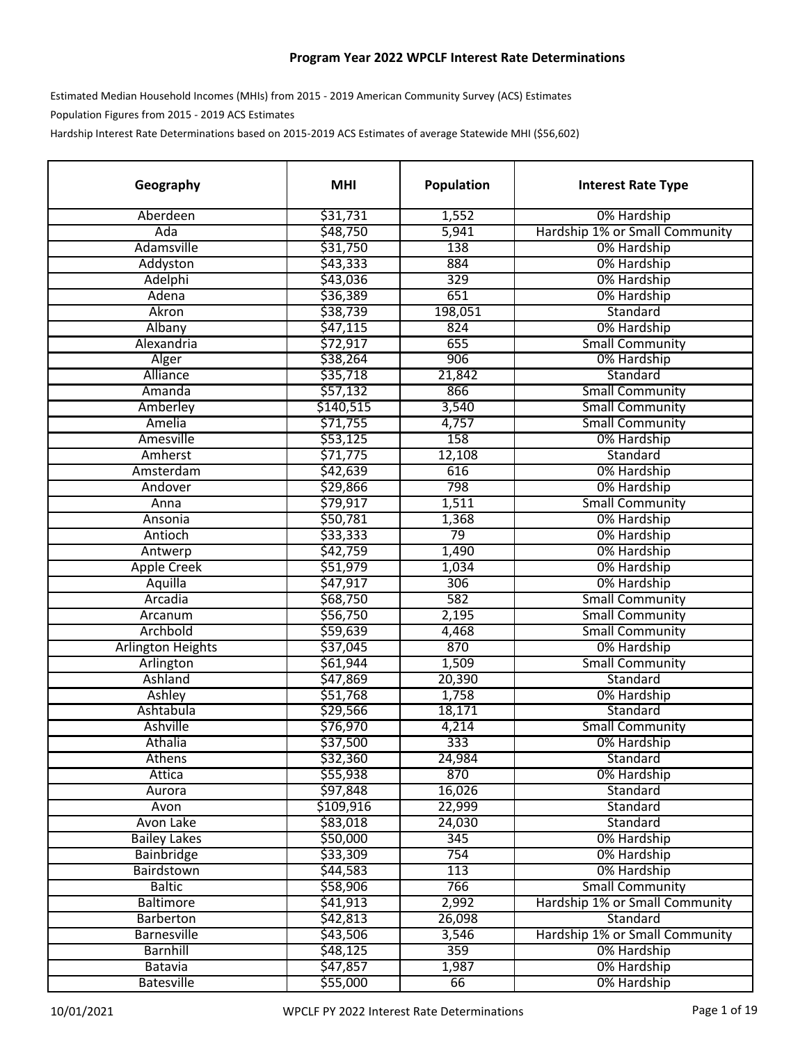# Program Year 2022 WPCLF Interest Rate Determinations

Estimated Median Household Incomes (MHIs) from 2015 - 2019 American Community Survey (ACS) Estimates

Population Figures from 2015 - 2019 ACS Estimates

Hardship Interest Rate Determinations based on 2015-2019 ACS Estimates of average Statewide MHI ($56,602)

| Geography | MHI | Population | Interest Rate Type |
|---|---|---|---|
| Aberdeen | $31,731 | 1,552 | 0% Hardship |
| Ada | $48,750 | 5,941 | Hardship 1% or Small Community |
| Adamsville | $31,750 | 138 | 0% Hardship |
| Addyston | $43,333 | 884 | 0% Hardship |
| Adelphi | $43,036 | 329 | 0% Hardship |
| Adena | $36,389 | 651 | 0% Hardship |
| Akron | $38,739 | 198,051 | Standard |
| Albany | $47,115 | 824 | 0% Hardship |
| Alexandria | $72,917 | 655 | Small Community |
| Alger | $38,264 | 906 | 0% Hardship |
| Alliance | $35,718 | 21,842 | Standard |
| Amanda | $57,132 | 866 | Small Community |
| Amberley | $140,515 | 3,540 | Small Community |
| Amelia | $71,755 | 4,757 | Small Community |
| Amesville | $53,125 | 158 | 0% Hardship |
| Amherst | $71,775 | 12,108 | Standard |
| Amsterdam | $42,639 | 616 | 0% Hardship |
| Andover | $29,866 | 798 | 0% Hardship |
| Anna | $79,917 | 1,511 | Small Community |
| Ansonia | $50,781 | 1,368 | 0% Hardship |
| Antioch | $33,333 | 79 | 0% Hardship |
| Antwerp | $42,759 | 1,490 | 0% Hardship |
| Apple Creek | $51,979 | 1,034 | 0% Hardship |
| Aquilla | $47,917 | 306 | 0% Hardship |
| Arcadia | $68,750 | 582 | Small Community |
| Arcanum | $56,750 | 2,195 | Small Community |
| Archbold | $59,639 | 4,468 | Small Community |
| Arlington Heights | $37,045 | 870 | 0% Hardship |
| Arlington | $61,944 | 1,509 | Small Community |
| Ashland | $47,869 | 20,390 | Standard |
| Ashley | $51,768 | 1,758 | 0% Hardship |
| Ashtabula | $29,566 | 18,171 | Standard |
| Ashville | $76,970 | 4,214 | Small Community |
| Athalia | $37,500 | 333 | 0% Hardship |
| Athens | $32,360 | 24,984 | Standard |
| Attica | $55,938 | 870 | 0% Hardship |
| Aurora | $97,848 | 16,026 | Standard |
| Avon | $109,916 | 22,999 | Standard |
| Avon Lake | $83,018 | 24,030 | Standard |
| Bailey Lakes | $50,000 | 345 | 0% Hardship |
| Bainbridge | $33,309 | 754 | 0% Hardship |
| Bairdstown | $44,583 | 113 | 0% Hardship |
| Baltic | $58,906 | 766 | Small Community |
| Baltimore | $41,913 | 2,992 | Hardship 1% or Small Community |
| Barberton | $42,813 | 26,098 | Standard |
| Barnesville | $43,506 | 3,546 | Hardship 1% or Small Community |
| Barnhill | $48,125 | 359 | 0% Hardship |
| Batavia | $47,857 | 1,987 | 0% Hardship |
| Batesville | $55,000 | 66 | 0% Hardship |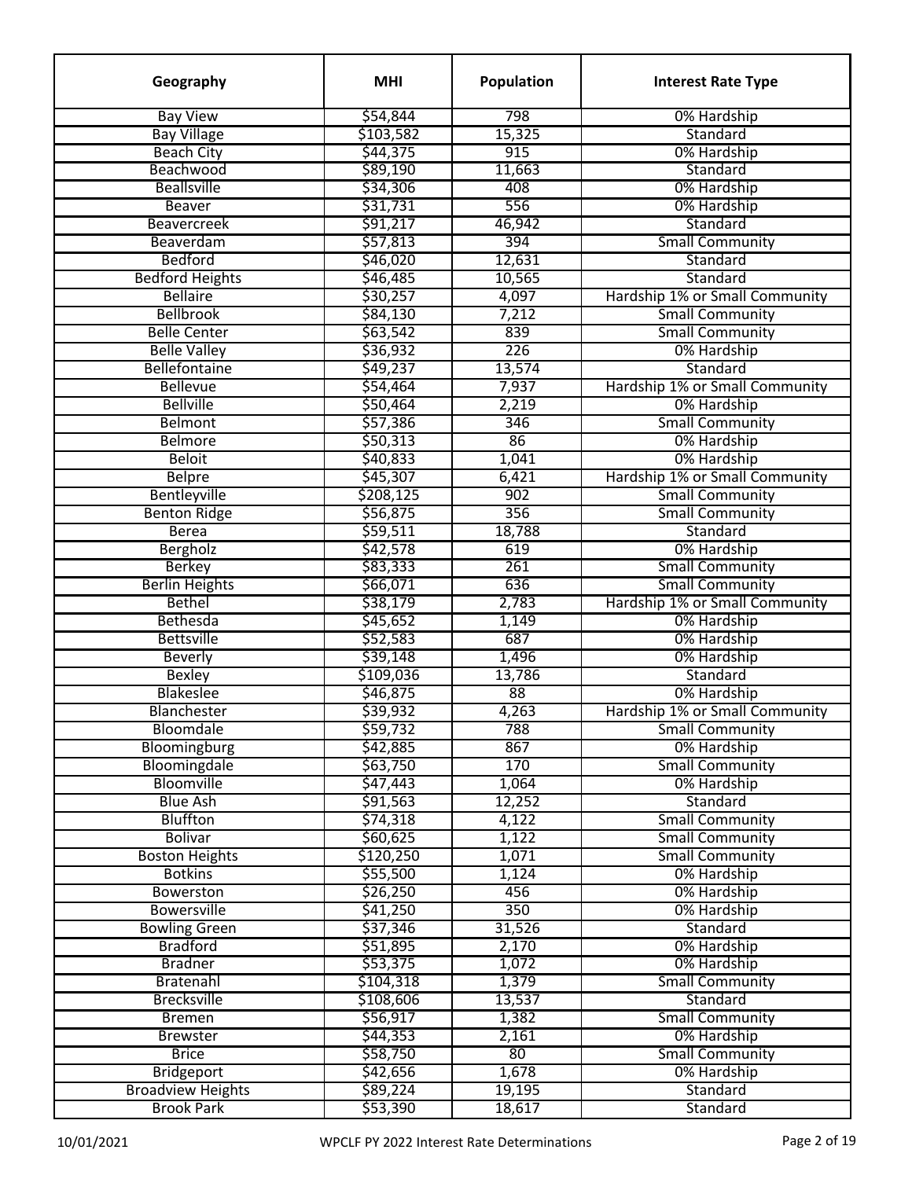| Geography | MHI | Population | Interest Rate Type |
|---|---|---|---|
| Bay View | $54,844 | 798 | 0% Hardship |
| Bay Village | $103,582 | 15,325 | Standard |
| Beach City | $44,375 | 915 | 0% Hardship |
| Beachwood | $89,190 | 11,663 | Standard |
| Beallsville | $34,306 | 408 | 0% Hardship |
| Beaver | $31,731 | 556 | 0% Hardship |
| Beavercreek | $91,217 | 46,942 | Standard |
| Beaverdam | $57,813 | 394 | Small Community |
| Bedford | $46,020 | 12,631 | Standard |
| Bedford Heights | $46,485 | 10,565 | Standard |
| Bellaire | $30,257 | 4,097 | Hardship 1% or Small Community |
| Bellbrook | $84,130 | 7,212 | Small Community |
| Belle Center | $63,542 | 839 | Small Community |
| Belle Valley | $36,932 | 226 | 0% Hardship |
| Bellefontaine | $49,237 | 13,574 | Standard |
| Bellevue | $54,464 | 7,937 | Hardship 1% or Small Community |
| Bellville | $50,464 | 2,219 | 0% Hardship |
| Belmont | $57,386 | 346 | Small Community |
| Belmore | $50,313 | 86 | 0% Hardship |
| Beloit | $40,833 | 1,041 | 0% Hardship |
| Belpre | $45,307 | 6,421 | Hardship 1% or Small Community |
| Bentleyville | $208,125 | 902 | Small Community |
| Benton Ridge | $56,875 | 356 | Small Community |
| Berea | $59,511 | 18,788 | Standard |
| Bergholz | $42,578 | 619 | 0% Hardship |
| Berkey | $83,333 | 261 | Small Community |
| Berlin Heights | $66,071 | 636 | Small Community |
| Bethel | $38,179 | 2,783 | Hardship 1% or Small Community |
| Bethesda | $45,652 | 1,149 | 0% Hardship |
| Bettsville | $52,583 | 687 | 0% Hardship |
| Beverly | $39,148 | 1,496 | 0% Hardship |
| Bexley | $109,036 | 13,786 | Standard |
| Blakeslee | $46,875 | 88 | 0% Hardship |
| Blanchester | $39,932 | 4,263 | Hardship 1% or Small Community |
| Bloomdale | $59,732 | 788 | Small Community |
| Bloomingburg | $42,885 | 867 | 0% Hardship |
| Bloomingdale | $63,750 | 170 | Small Community |
| Bloomville | $47,443 | 1,064 | 0% Hardship |
| Blue Ash | $91,563 | 12,252 | Standard |
| Bluffton | $74,318 | 4,122 | Small Community |
| Bolivar | $60,625 | 1,122 | Small Community |
| Boston Heights | $120,250 | 1,071 | Small Community |
| Botkins | $55,500 | 1,124 | 0% Hardship |
| Bowerston | $26,250 | 456 | 0% Hardship |
| Bowersville | $41,250 | 350 | 0% Hardship |
| Bowling Green | $37,346 | 31,526 | Standard |
| Bradford | $51,895 | 2,170 | 0% Hardship |
| Bradner | $53,375 | 1,072 | 0% Hardship |
| Bratenahl | $104,318 | 1,379 | Small Community |
| Brecksville | $108,606 | 13,537 | Standard |
| Bremen | $56,917 | 1,382 | Small Community |
| Brewster | $44,353 | 2,161 | 0% Hardship |
| Brice | $58,750 | 80 | Small Community |
| Bridgeport | $42,656 | 1,678 | 0% Hardship |
| Broadview Heights | $89,224 | 19,195 | Standard |
| Brook Park | $53,390 | 18,617 | Standard |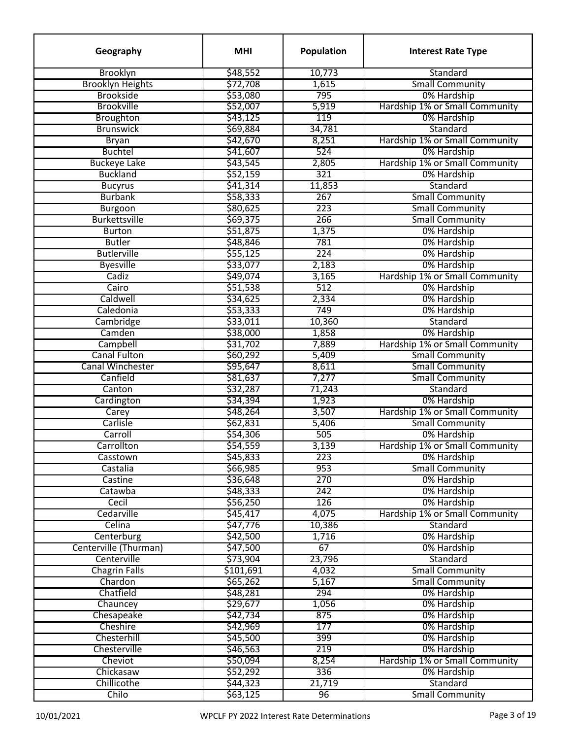| Geography | MHI | Population | Interest Rate Type |
| --- | --- | --- | --- |
| Brooklyn | $48,552 | 10,773 | Standard |
| Brooklyn Heights | $72,708 | 1,615 | Small Community |
| Brookside | $53,080 | 795 | 0% Hardship |
| Brookville | $52,007 | 5,919 | Hardship 1% or Small Community |
| Broughton | $43,125 | 119 | 0% Hardship |
| Brunswick | $69,884 | 34,781 | Standard |
| Bryan | $42,670 | 8,251 | Hardship 1% or Small Community |
| Buchtel | $41,607 | 524 | 0% Hardship |
| Buckeye Lake | $43,545 | 2,805 | Hardship 1% or Small Community |
| Buckland | $52,159 | 321 | 0% Hardship |
| Bucyrus | $41,314 | 11,853 | Standard |
| Burbank | $58,333 | 267 | Small Community |
| Burgoon | $80,625 | 223 | Small Community |
| Burkettsville | $69,375 | 266 | Small Community |
| Burton | $51,875 | 1,375 | 0% Hardship |
| Butler | $48,846 | 781 | 0% Hardship |
| Butlerville | $55,125 | 224 | 0% Hardship |
| Byesville | $33,077 | 2,183 | 0% Hardship |
| Cadiz | $49,074 | 3,165 | Hardship 1% or Small Community |
| Cairo | $51,538 | 512 | 0% Hardship |
| Caldwell | $34,625 | 2,334 | 0% Hardship |
| Caledonia | $53,333 | 749 | 0% Hardship |
| Cambridge | $33,011 | 10,360 | Standard |
| Camden | $38,000 | 1,858 | 0% Hardship |
| Campbell | $31,702 | 7,889 | Hardship 1% or Small Community |
| Canal Fulton | $60,292 | 5,409 | Small Community |
| Canal Winchester | $95,647 | 8,611 | Small Community |
| Canfield | $81,637 | 7,277 | Small Community |
| Canton | $32,287 | 71,243 | Standard |
| Cardington | $34,394 | 1,923 | 0% Hardship |
| Carey | $48,264 | 3,507 | Hardship 1% or Small Community |
| Carlisle | $62,831 | 5,406 | Small Community |
| Carroll | $54,306 | 505 | 0% Hardship |
| Carrollton | $54,559 | 3,139 | Hardship 1% or Small Community |
| Casstown | $45,833 | 223 | 0% Hardship |
| Castalia | $66,985 | 953 | Small Community |
| Castine | $36,648 | 270 | 0% Hardship |
| Catawba | $48,333 | 242 | 0% Hardship |
| Cecil | $56,250 | 126 | 0% Hardship |
| Cedarville | $45,417 | 4,075 | Hardship 1% or Small Community |
| Celina | $47,776 | 10,386 | Standard |
| Centerburg | $42,500 | 1,716 | 0% Hardship |
| Centerville (Thurman) | $47,500 | 67 | 0% Hardship |
| Centerville | $73,904 | 23,796 | Standard |
| Chagrin Falls | $101,691 | 4,032 | Small Community |
| Chardon | $65,262 | 5,167 | Small Community |
| Chatfield | $48,281 | 294 | 0% Hardship |
| Chauncey | $29,677 | 1,056 | 0% Hardship |
| Chesapeake | $42,734 | 875 | 0% Hardship |
| Cheshire | $42,969 | 177 | 0% Hardship |
| Chesterhill | $45,500 | 399 | 0% Hardship |
| Chesterville | $46,563 | 219 | 0% Hardship |
| Cheviot | $50,094 | 8,254 | Hardship 1% or Small Community |
| Chickasaw | $52,292 | 336 | 0% Hardship |
| Chillicothe | $44,323 | 21,719 | Standard |
| Chilo | $63,125 | 96 | Small Community |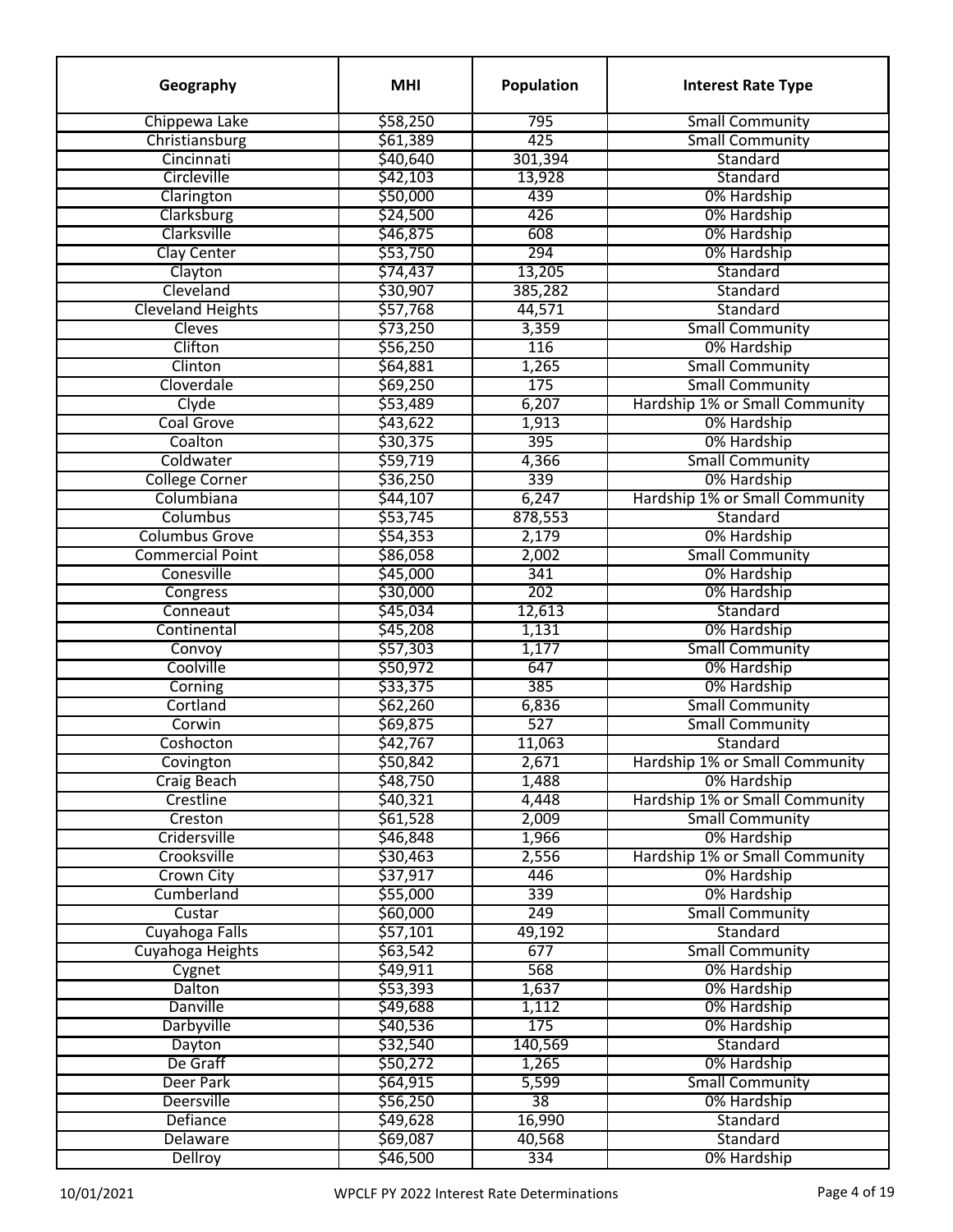| Geography | MHI | Population | Interest Rate Type |
|---|---|---|---|
| Chippewa Lake | $58,250 | 795 | Small Community |
| Christiansburg | $61,389 | 425 | Small Community |
| Cincinnati | $40,640 | 301,394 | Standard |
| Circleville | $42,103 | 13,928 | Standard |
| Clarington | $50,000 | 439 | 0% Hardship |
| Clarksburg | $24,500 | 426 | 0% Hardship |
| Clarksville | $46,875 | 608 | 0% Hardship |
| Clay Center | $53,750 | 294 | 0% Hardship |
| Clayton | $74,437 | 13,205 | Standard |
| Cleveland | $30,907 | 385,282 | Standard |
| Cleveland Heights | $57,768 | 44,571 | Standard |
| Cleves | $73,250 | 3,359 | Small Community |
| Clifton | $56,250 | 116 | 0% Hardship |
| Clinton | $64,881 | 1,265 | Small Community |
| Cloverdale | $69,250 | 175 | Small Community |
| Clyde | $53,489 | 6,207 | Hardship 1% or Small Community |
| Coal Grove | $43,622 | 1,913 | 0% Hardship |
| Coalton | $30,375 | 395 | 0% Hardship |
| Coldwater | $59,719 | 4,366 | Small Community |
| College Corner | $36,250 | 339 | 0% Hardship |
| Columbiana | $44,107 | 6,247 | Hardship 1% or Small Community |
| Columbus | $53,745 | 878,553 | Standard |
| Columbus Grove | $54,353 | 2,179 | 0% Hardship |
| Commercial Point | $86,058 | 2,002 | Small Community |
| Conesville | $45,000 | 341 | 0% Hardship |
| Congress | $30,000 | 202 | 0% Hardship |
| Conneaut | $45,034 | 12,613 | Standard |
| Continental | $45,208 | 1,131 | 0% Hardship |
| Convoy | $57,303 | 1,177 | Small Community |
| Coolville | $50,972 | 647 | 0% Hardship |
| Corning | $33,375 | 385 | 0% Hardship |
| Cortland | $62,260 | 6,836 | Small Community |
| Corwin | $69,875 | 527 | Small Community |
| Coshocton | $42,767 | 11,063 | Standard |
| Covington | $50,842 | 2,671 | Hardship 1% or Small Community |
| Craig Beach | $48,750 | 1,488 | 0% Hardship |
| Crestline | $40,321 | 4,448 | Hardship 1% or Small Community |
| Creston | $61,528 | 2,009 | Small Community |
| Cridersville | $46,848 | 1,966 | 0% Hardship |
| Crooksville | $30,463 | 2,556 | Hardship 1% or Small Community |
| Crown City | $37,917 | 446 | 0% Hardship |
| Cumberland | $55,000 | 339 | 0% Hardship |
| Custar | $60,000 | 249 | Small Community |
| Cuyahoga Falls | $57,101 | 49,192 | Standard |
| Cuyahoga Heights | $63,542 | 677 | Small Community |
| Cygnet | $49,911 | 568 | 0% Hardship |
| Dalton | $53,393 | 1,637 | 0% Hardship |
| Danville | $49,688 | 1,112 | 0% Hardship |
| Darbyville | $40,536 | 175 | 0% Hardship |
| Dayton | $32,540 | 140,569 | Standard |
| De Graff | $50,272 | 1,265 | 0% Hardship |
| Deer Park | $64,915 | 5,599 | Small Community |
| Deersville | $56,250 | 38 | 0% Hardship |
| Defiance | $49,628 | 16,990 | Standard |
| Delaware | $69,087 | 40,568 | Standard |
| Dellroy | $46,500 | 334 | 0% Hardship |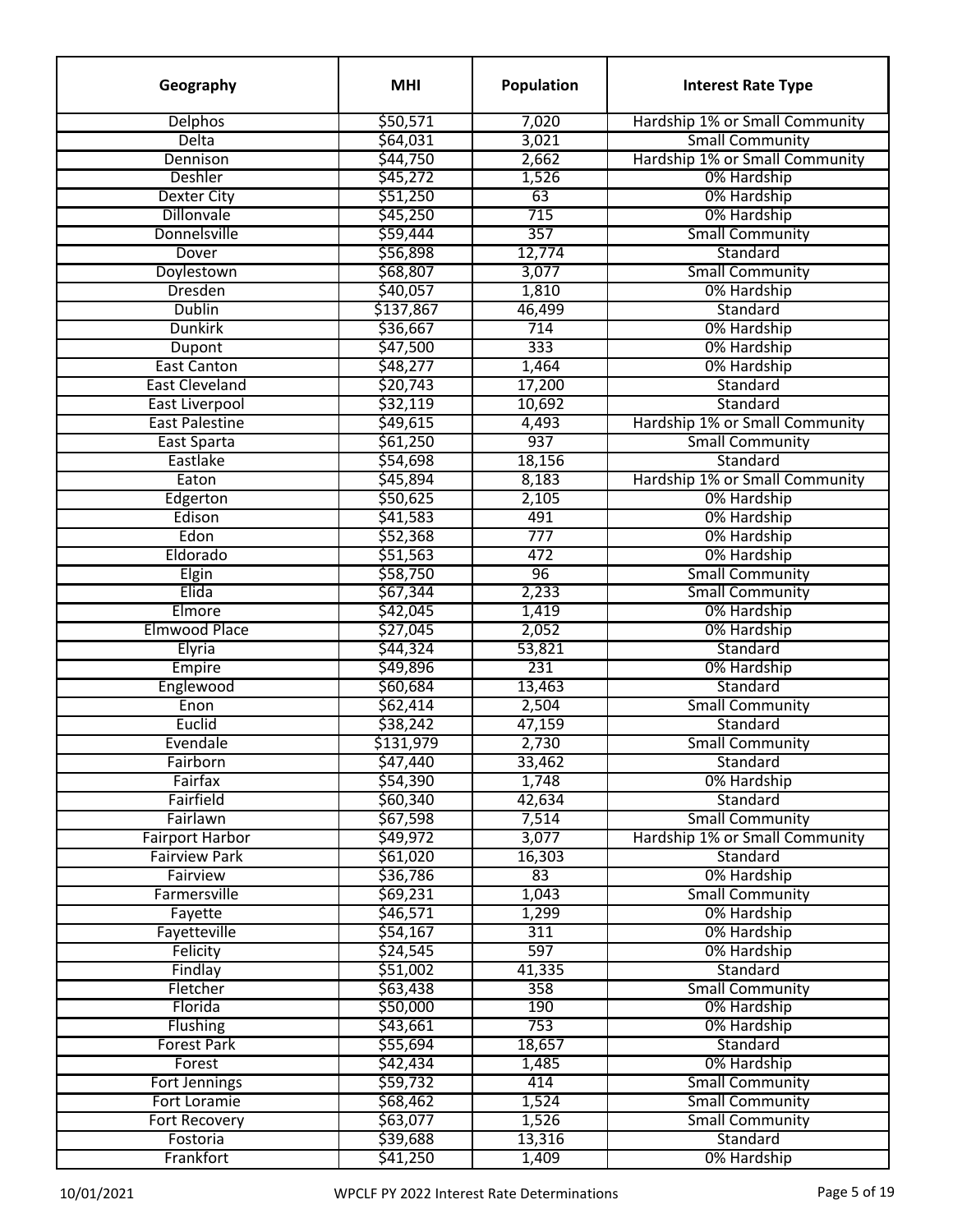| Geography | MHI | Population | Interest Rate Type |
|---|---|---|---|
| Delphos | $50,571 | 7,020 | Hardship 1% or Small Community |
| Delta | $64,031 | 3,021 | Small Community |
| Dennison | $44,750 | 2,662 | Hardship 1% or Small Community |
| Deshler | $45,272 | 1,526 | 0% Hardship |
| Dexter City | $51,250 | 63 | 0% Hardship |
| Dillonvale | $45,250 | 715 | 0% Hardship |
| Donnelsville | $59,444 | 357 | Small Community |
| Dover | $56,898 | 12,774 | Standard |
| Doylestown | $68,807 | 3,077 | Small Community |
| Dresden | $40,057 | 1,810 | 0% Hardship |
| Dublin | $137,867 | 46,499 | Standard |
| Dunkirk | $36,667 | 714 | 0% Hardship |
| Dupont | $47,500 | 333 | 0% Hardship |
| East Canton | $48,277 | 1,464 | 0% Hardship |
| East Cleveland | $20,743 | 17,200 | Standard |
| East Liverpool | $32,119 | 10,692 | Standard |
| East Palestine | $49,615 | 4,493 | Hardship 1% or Small Community |
| East Sparta | $61,250 | 937 | Small Community |
| Eastlake | $54,698 | 18,156 | Standard |
| Eaton | $45,894 | 8,183 | Hardship 1% or Small Community |
| Edgerton | $50,625 | 2,105 | 0% Hardship |
| Edison | $41,583 | 491 | 0% Hardship |
| Edon | $52,368 | 777 | 0% Hardship |
| Eldorado | $51,563 | 472 | 0% Hardship |
| Elgin | $58,750 | 96 | Small Community |
| Elida | $67,344 | 2,233 | Small Community |
| Elmore | $42,045 | 1,419 | 0% Hardship |
| Elmwood Place | $27,045 | 2,052 | 0% Hardship |
| Elyria | $44,324 | 53,821 | Standard |
| Empire | $49,896 | 231 | 0% Hardship |
| Englewood | $60,684 | 13,463 | Standard |
| Enon | $62,414 | 2,504 | Small Community |
| Euclid | $38,242 | 47,159 | Standard |
| Evendale | $131,979 | 2,730 | Small Community |
| Fairborn | $47,440 | 33,462 | Standard |
| Fairfax | $54,390 | 1,748 | 0% Hardship |
| Fairfield | $60,340 | 42,634 | Standard |
| Fairlawn | $67,598 | 7,514 | Small Community |
| Fairport Harbor | $49,972 | 3,077 | Hardship 1% or Small Community |
| Fairview Park | $61,020 | 16,303 | Standard |
| Fairview | $36,786 | 83 | 0% Hardship |
| Farmersville | $69,231 | 1,043 | Small Community |
| Fayette | $46,571 | 1,299 | 0% Hardship |
| Fayetteville | $54,167 | 311 | 0% Hardship |
| Felicity | $24,545 | 597 | 0% Hardship |
| Findlay | $51,002 | 41,335 | Standard |
| Fletcher | $63,438 | 358 | Small Community |
| Florida | $50,000 | 190 | 0% Hardship |
| Flushing | $43,661 | 753 | 0% Hardship |
| Forest Park | $55,694 | 18,657 | Standard |
| Forest | $42,434 | 1,485 | 0% Hardship |
| Fort Jennings | $59,732 | 414 | Small Community |
| Fort Loramie | $68,462 | 1,524 | Small Community |
| Fort Recovery | $63,077 | 1,526 | Small Community |
| Fostoria | $39,688 | 13,316 | Standard |
| Frankfort | $41,250 | 1,409 | 0% Hardship |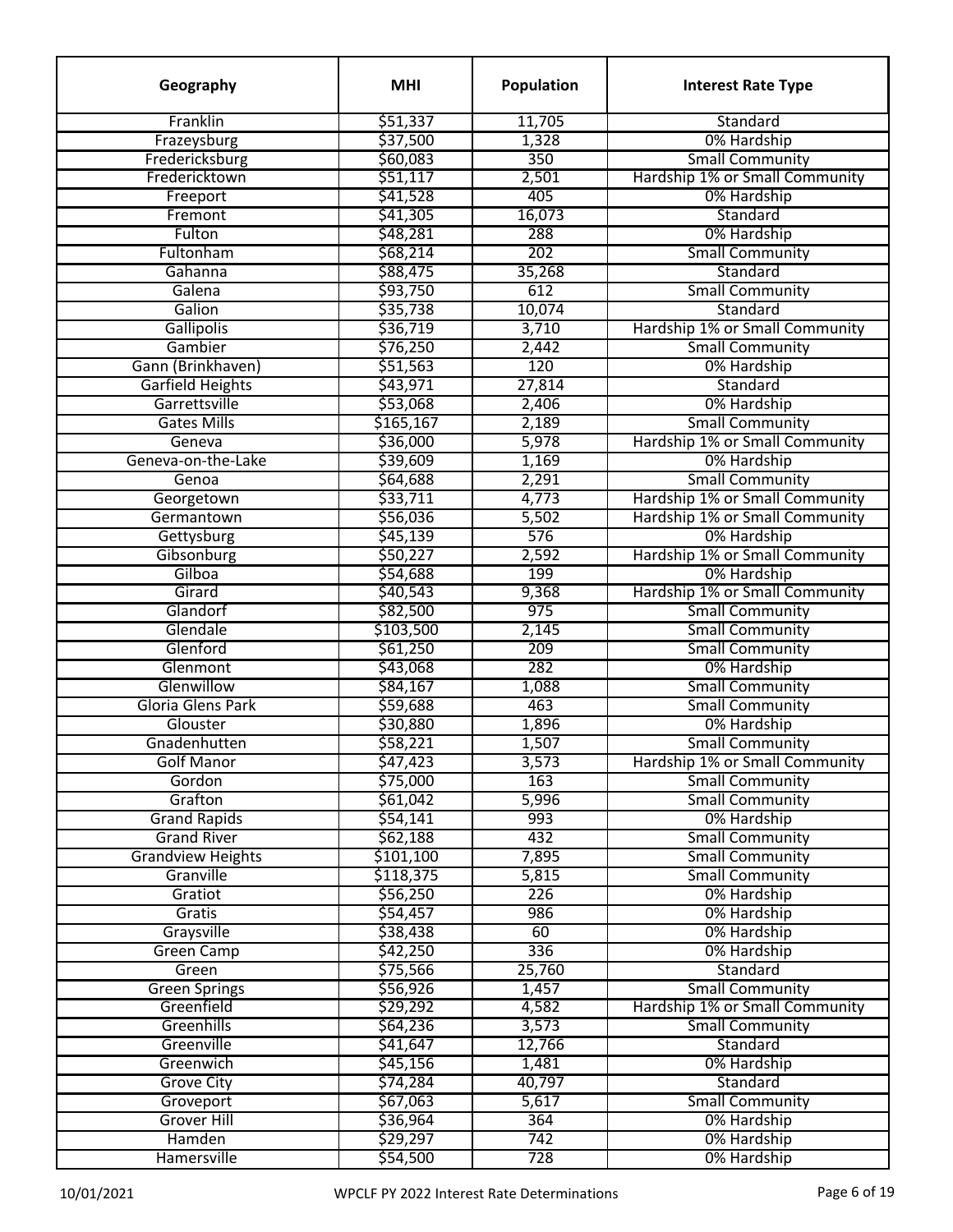| Geography | MHI | Population | Interest Rate Type |
|---|---|---|---|
| Franklin | $51,337 | 11,705 | Standard |
| Frazeysburg | $37,500 | 1,328 | 0% Hardship |
| Fredericksburg | $60,083 | 350 | Small Community |
| Fredericktown | $51,117 | 2,501 | Hardship 1% or Small Community |
| Freeport | $41,528 | 405 | 0% Hardship |
| Fremont | $41,305 | 16,073 | Standard |
| Fulton | $48,281 | 288 | 0% Hardship |
| Fultonham | $68,214 | 202 | Small Community |
| Gahanna | $88,475 | 35,268 | Standard |
| Galena | $93,750 | 612 | Small Community |
| Galion | $35,738 | 10,074 | Standard |
| Gallipolis | $36,719 | 3,710 | Hardship 1% or Small Community |
| Gambier | $76,250 | 2,442 | Small Community |
| Gann (Brinkhaven) | $51,563 | 120 | 0% Hardship |
| Garfield Heights | $43,971 | 27,814 | Standard |
| Garrettsville | $53,068 | 2,406 | 0% Hardship |
| Gates Mills | $165,167 | 2,189 | Small Community |
| Geneva | $36,000 | 5,978 | Hardship 1% or Small Community |
| Geneva-on-the-Lake | $39,609 | 1,169 | 0% Hardship |
| Genoa | $64,688 | 2,291 | Small Community |
| Georgetown | $33,711 | 4,773 | Hardship 1% or Small Community |
| Germantown | $56,036 | 5,502 | Hardship 1% or Small Community |
| Gettysburg | $45,139 | 576 | 0% Hardship |
| Gibsonburg | $50,227 | 2,592 | Hardship 1% or Small Community |
| Gilboa | $54,688 | 199 | 0% Hardship |
| Girard | $40,543 | 9,368 | Hardship 1% or Small Community |
| Glandorf | $82,500 | 975 | Small Community |
| Glendale | $103,500 | 2,145 | Small Community |
| Glenford | $61,250 | 209 | Small Community |
| Glenmont | $43,068 | 282 | 0% Hardship |
| Glenwillow | $84,167 | 1,088 | Small Community |
| Gloria Glens Park | $59,688 | 463 | Small Community |
| Glouster | $30,880 | 1,896 | 0% Hardship |
| Gnadenhutten | $58,221 | 1,507 | Small Community |
| Golf Manor | $47,423 | 3,573 | Hardship 1% or Small Community |
| Gordon | $75,000 | 163 | Small Community |
| Grafton | $61,042 | 5,996 | Small Community |
| Grand Rapids | $54,141 | 993 | 0% Hardship |
| Grand River | $62,188 | 432 | Small Community |
| Grandview Heights | $101,100 | 7,895 | Small Community |
| Granville | $118,375 | 5,815 | Small Community |
| Gratiot | $56,250 | 226 | 0% Hardship |
| Gratis | $54,457 | 986 | 0% Hardship |
| Graysville | $38,438 | 60 | 0% Hardship |
| Green Camp | $42,250 | 336 | 0% Hardship |
| Green | $75,566 | 25,760 | Standard |
| Green Springs | $56,926 | 1,457 | Small Community |
| Greenfield | $29,292 | 4,582 | Hardship 1% or Small Community |
| Greenhills | $64,236 | 3,573 | Small Community |
| Greenville | $41,647 | 12,766 | Standard |
| Greenwich | $45,156 | 1,481 | 0% Hardship |
| Grove City | $74,284 | 40,797 | Standard |
| Groveport | $67,063 | 5,617 | Small Community |
| Grover Hill | $36,964 | 364 | 0% Hardship |
| Hamden | $29,297 | 742 | 0% Hardship |
| Hamersville | $54,500 | 728 | 0% Hardship |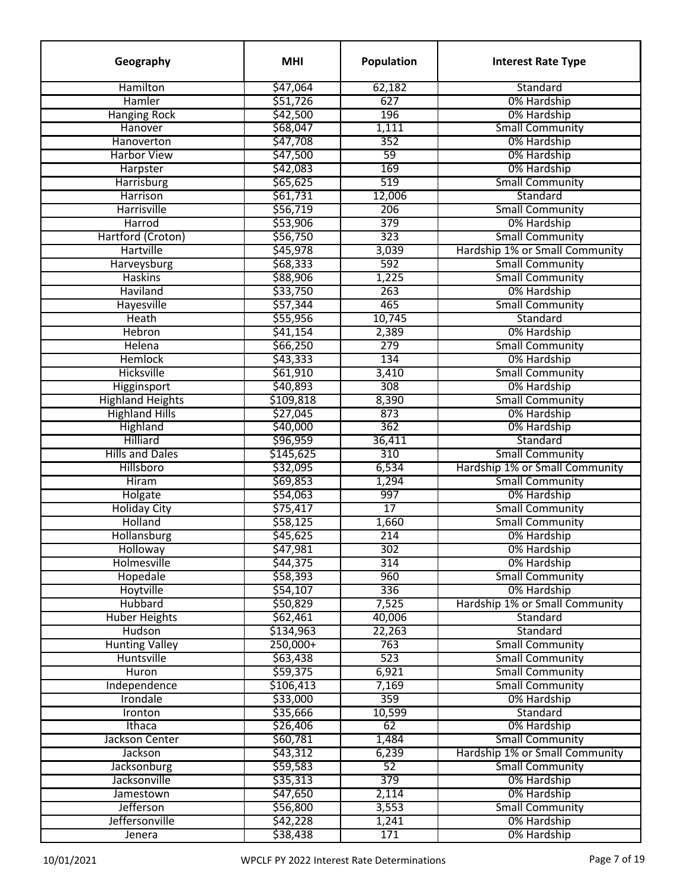| Geography | MHI | Population | Interest Rate Type |
| --- | --- | --- | --- |
| Hamilton | $47,064 | 62,182 | Standard |
| Hamler | $51,726 | 627 | 0% Hardship |
| Hanging Rock | $42,500 | 196 | 0% Hardship |
| Hanover | $68,047 | 1,111 | Small Community |
| Hanoverton | $47,708 | 352 | 0% Hardship |
| Harbor View | $47,500 | 59 | 0% Hardship |
| Harpster | $42,083 | 169 | 0% Hardship |
| Harrisburg | $65,625 | 519 | Small Community |
| Harrison | $61,731 | 12,006 | Standard |
| Harrisville | $56,719 | 206 | Small Community |
| Harrod | $53,906 | 379 | 0% Hardship |
| Hartford (Croton) | $56,750 | 323 | Small Community |
| Hartville | $45,978 | 3,039 | Hardship 1% or Small Community |
| Harveysburg | $68,333 | 592 | Small Community |
| Haskins | $88,906 | 1,225 | Small Community |
| Haviland | $33,750 | 263 | 0% Hardship |
| Hayesville | $57,344 | 465 | Small Community |
| Heath | $55,956 | 10,745 | Standard |
| Hebron | $41,154 | 2,389 | 0% Hardship |
| Helena | $66,250 | 279 | Small Community |
| Hemlock | $43,333 | 134 | 0% Hardship |
| Hicksville | $61,910 | 3,410 | Small Community |
| Higginsport | $40,893 | 308 | 0% Hardship |
| Highland Heights | $109,818 | 8,390 | Small Community |
| Highland Hills | $27,045 | 873 | 0% Hardship |
| Highland | $40,000 | 362 | 0% Hardship |
| Hilliard | $96,959 | 36,411 | Standard |
| Hills and Dales | $145,625 | 310 | Small Community |
| Hillsboro | $32,095 | 6,534 | Hardship 1% or Small Community |
| Hiram | $69,853 | 1,294 | Small Community |
| Holgate | $54,063 | 997 | 0% Hardship |
| Holiday City | $75,417 | 17 | Small Community |
| Holland | $58,125 | 1,660 | Small Community |
| Hollansburg | $45,625 | 214 | 0% Hardship |
| Holloway | $47,981 | 302 | 0% Hardship |
| Holmesville | $44,375 | 314 | 0% Hardship |
| Hopedale | $58,393 | 960 | Small Community |
| Hoytville | $54,107 | 336 | 0% Hardship |
| Hubbard | $50,829 | 7,525 | Hardship 1% or Small Community |
| Huber Heights | $62,461 | 40,006 | Standard |
| Hudson | $134,963 | 22,263 | Standard |
| Hunting Valley | 250,000+ | 763 | Small Community |
| Huntsville | $63,438 | 523 | Small Community |
| Huron | $59,375 | 6,921 | Small Community |
| Independence | $106,413 | 7,169 | Small Community |
| Irondale | $33,000 | 359 | 0% Hardship |
| Ironton | $35,666 | 10,599 | Standard |
| Ithaca | $26,406 | 62 | 0% Hardship |
| Jackson Center | $60,781 | 1,484 | Small Community |
| Jackson | $43,312 | 6,239 | Hardship 1% or Small Community |
| Jacksonburg | $59,583 | 52 | Small Community |
| Jacksonville | $35,313 | 379 | 0% Hardship |
| Jamestown | $47,650 | 2,114 | 0% Hardship |
| Jefferson | $56,800 | 3,553 | Small Community |
| Jeffersonville | $42,228 | 1,241 | 0% Hardship |
| Jenera | $38,438 | 171 | 0% Hardship |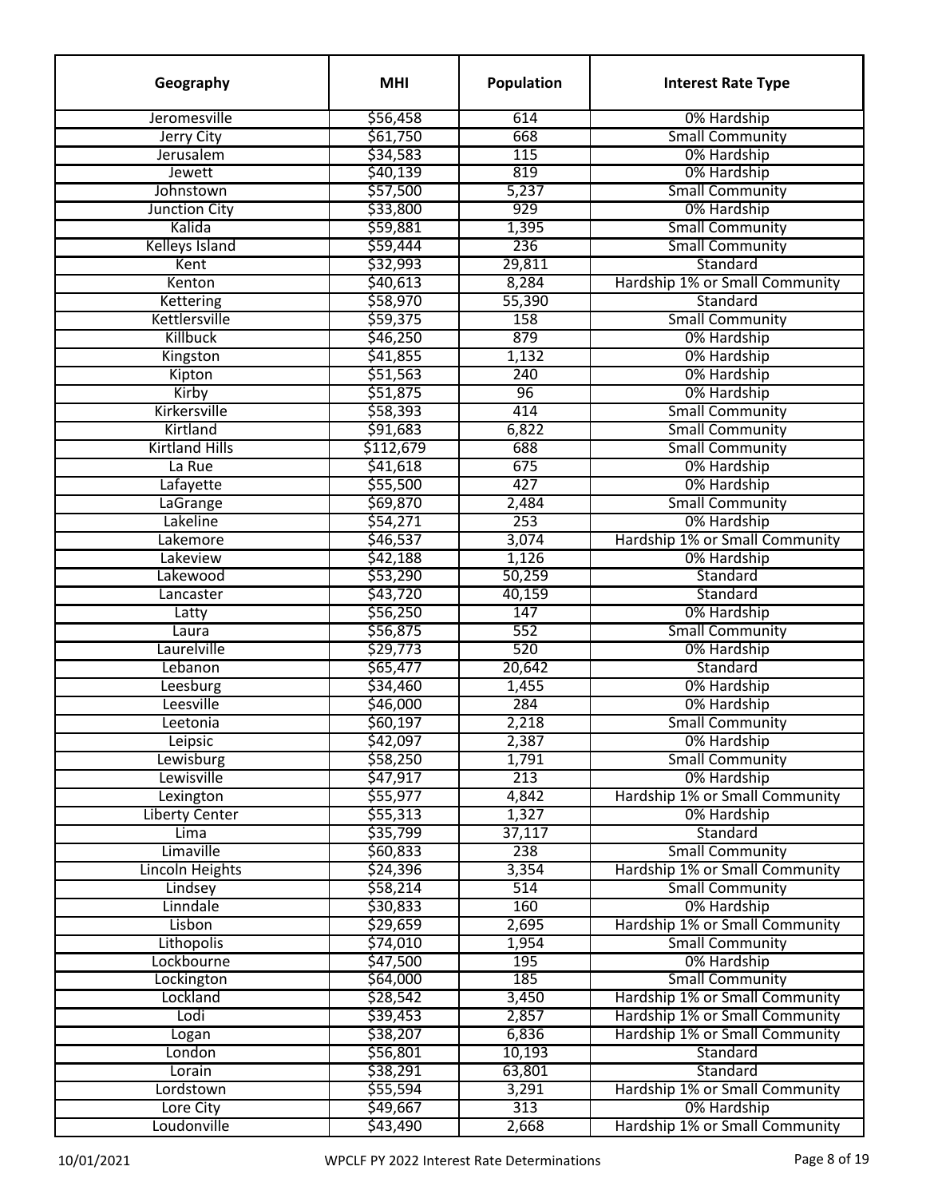| Geography | MHI | Population | Interest Rate Type |
|---|---|---|---|
| Jeromesville | $56,458 | 614 | 0% Hardship |
| Jerry City | $61,750 | 668 | Small Community |
| Jerusalem | $34,583 | 115 | 0% Hardship |
| Jewett | $40,139 | 819 | 0% Hardship |
| Johnstown | $57,500 | 5,237 | Small Community |
| Junction City | $33,800 | 929 | 0% Hardship |
| Kalida | $59,881 | 1,395 | Small Community |
| Kelleys Island | $59,444 | 236 | Small Community |
| Kent | $32,993 | 29,811 | Standard |
| Kenton | $40,613 | 8,284 | Hardship 1% or Small Community |
| Kettering | $58,970 | 55,390 | Standard |
| Kettlersville | $59,375 | 158 | Small Community |
| Killbuck | $46,250 | 879 | 0% Hardship |
| Kingston | $41,855 | 1,132 | 0% Hardship |
| Kipton | $51,563 | 240 | 0% Hardship |
| Kirby | $51,875 | 96 | 0% Hardship |
| Kirkersville | $58,393 | 414 | Small Community |
| Kirtland | $91,683 | 6,822 | Small Community |
| Kirtland Hills | $112,679 | 688 | Small Community |
| La Rue | $41,618 | 675 | 0% Hardship |
| Lafayette | $55,500 | 427 | 0% Hardship |
| LaGrange | $69,870 | 2,484 | Small Community |
| Lakeline | $54,271 | 253 | 0% Hardship |
| Lakemore | $46,537 | 3,074 | Hardship 1% or Small Community |
| Lakeview | $42,188 | 1,126 | 0% Hardship |
| Lakewood | $53,290 | 50,259 | Standard |
| Lancaster | $43,720 | 40,159 | Standard |
| Latty | $56,250 | 147 | 0% Hardship |
| Laura | $56,875 | 552 | Small Community |
| Laurelville | $29,773 | 520 | 0% Hardship |
| Lebanon | $65,477 | 20,642 | Standard |
| Leesburg | $34,460 | 1,455 | 0% Hardship |
| Leesville | $46,000 | 284 | 0% Hardship |
| Leetonia | $60,197 | 2,218 | Small Community |
| Leipsic | $42,097 | 2,387 | 0% Hardship |
| Lewisburg | $58,250 | 1,791 | Small Community |
| Lewisville | $47,917 | 213 | 0% Hardship |
| Lexington | $55,977 | 4,842 | Hardship 1% or Small Community |
| Liberty Center | $55,313 | 1,327 | 0% Hardship |
| Lima | $35,799 | 37,117 | Standard |
| Limaville | $60,833 | 238 | Small Community |
| Lincoln Heights | $24,396 | 3,354 | Hardship 1% or Small Community |
| Lindsey | $58,214 | 514 | Small Community |
| Linndale | $30,833 | 160 | 0% Hardship |
| Lisbon | $29,659 | 2,695 | Hardship 1% or Small Community |
| Lithopolis | $74,010 | 1,954 | Small Community |
| Lockbourne | $47,500 | 195 | 0% Hardship |
| Lockington | $64,000 | 185 | Small Community |
| Lockland | $28,542 | 3,450 | Hardship 1% or Small Community |
| Lodi | $39,453 | 2,857 | Hardship 1% or Small Community |
| Logan | $38,207 | 6,836 | Hardship 1% or Small Community |
| London | $56,801 | 10,193 | Standard |
| Lorain | $38,291 | 63,801 | Standard |
| Lordstown | $55,594 | 3,291 | Hardship 1% or Small Community |
| Lore City | $49,667 | 313 | 0% Hardship |
| Loudonville | $43,490 | 2,668 | Hardship 1% or Small Community |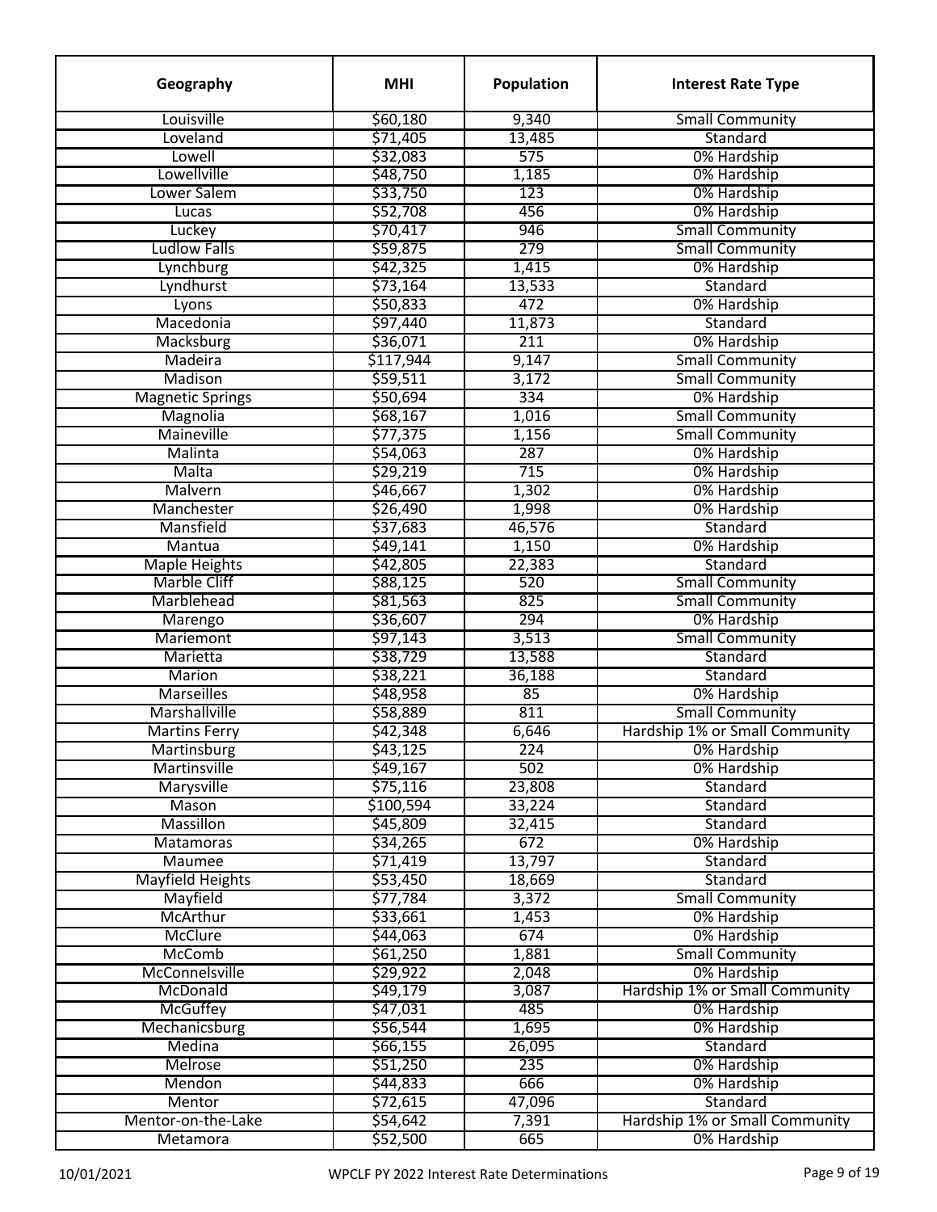| Geography | MHI | Population | Interest Rate Type |
|---|---|---|---|
| Louisville | $60,180 | 9,340 | Small Community |
| Loveland | $71,405 | 13,485 | Standard |
| Lowell | $32,083 | 575 | 0% Hardship |
| Lowellville | $48,750 | 1,185 | 0% Hardship |
| Lower Salem | $33,750 | 123 | 0% Hardship |
| Lucas | $52,708 | 456 | 0% Hardship |
| Luckey | $70,417 | 946 | Small Community |
| Ludlow Falls | $59,875 | 279 | Small Community |
| Lynchburg | $42,325 | 1,415 | 0% Hardship |
| Lyndhurst | $73,164 | 13,533 | Standard |
| Lyons | $50,833 | 472 | 0% Hardship |
| Macedonia | $97,440 | 11,873 | Standard |
| Macksburg | $36,071 | 211 | 0% Hardship |
| Madeira | $117,944 | 9,147 | Small Community |
| Madison | $59,511 | 3,172 | Small Community |
| Magnetic Springs | $50,694 | 334 | 0% Hardship |
| Magnolia | $68,167 | 1,016 | Small Community |
| Maineville | $77,375 | 1,156 | Small Community |
| Malinta | $54,063 | 287 | 0% Hardship |
| Malta | $29,219 | 715 | 0% Hardship |
| Malvern | $46,667 | 1,302 | 0% Hardship |
| Manchester | $26,490 | 1,998 | 0% Hardship |
| Mansfield | $37,683 | 46,576 | Standard |
| Mantua | $49,141 | 1,150 | 0% Hardship |
| Maple Heights | $42,805 | 22,383 | Standard |
| Marble Cliff | $88,125 | 520 | Small Community |
| Marblehead | $81,563 | 825 | Small Community |
| Marengo | $36,607 | 294 | 0% Hardship |
| Mariemont | $97,143 | 3,513 | Small Community |
| Marietta | $38,729 | 13,588 | Standard |
| Marion | $38,221 | 36,188 | Standard |
| Marseilles | $48,958 | 85 | 0% Hardship |
| Marshallville | $58,889 | 811 | Small Community |
| Martins Ferry | $42,348 | 6,646 | Hardship 1% or Small Community |
| Martinsburg | $43,125 | 224 | 0% Hardship |
| Martinsville | $49,167 | 502 | 0% Hardship |
| Marysville | $75,116 | 23,808 | Standard |
| Mason | $100,594 | 33,224 | Standard |
| Massillon | $45,809 | 32,415 | Standard |
| Matamoras | $34,265 | 672 | 0% Hardship |
| Maumee | $71,419 | 13,797 | Standard |
| Mayfield Heights | $53,450 | 18,669 | Standard |
| Mayfield | $77,784 | 3,372 | Small Community |
| McArthur | $33,661 | 1,453 | 0% Hardship |
| McClure | $44,063 | 674 | 0% Hardship |
| McComb | $61,250 | 1,881 | Small Community |
| McConnelsville | $29,922 | 2,048 | 0% Hardship |
| McDonald | $49,179 | 3,087 | Hardship 1% or Small Community |
| McGuffey | $47,031 | 485 | 0% Hardship |
| Mechanicsburg | $56,544 | 1,695 | 0% Hardship |
| Medina | $66,155 | 26,095 | Standard |
| Melrose | $51,250 | 235 | 0% Hardship |
| Mendon | $44,833 | 666 | 0% Hardship |
| Mentor | $72,615 | 47,096 | Standard |
| Mentor-on-the-Lake | $54,642 | 7,391 | Hardship 1% or Small Community |
| Metamora | $52,500 | 665 | 0% Hardship |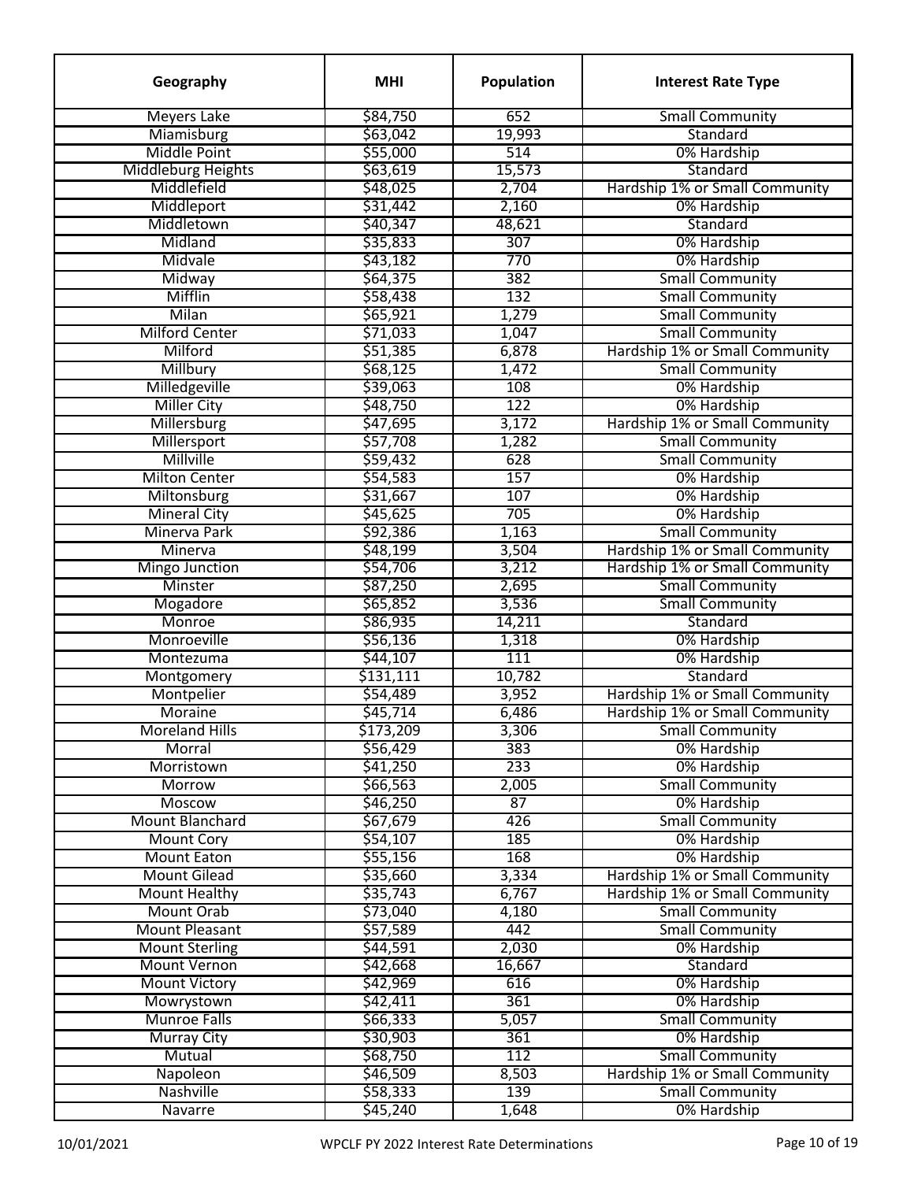| Geography | MHI | Population | Interest Rate Type |
|---|---|---|---|
| Meyers Lake | $84,750 | 652 | Small Community |
| Miamisburg | $63,042 | 19,993 | Standard |
| Middle Point | $55,000 | 514 | 0% Hardship |
| Middleburg Heights | $63,619 | 15,573 | Standard |
| Middlefield | $48,025 | 2,704 | Hardship 1% or Small Community |
| Middleport | $31,442 | 2,160 | 0% Hardship |
| Middletown | $40,347 | 48,621 | Standard |
| Midland | $35,833 | 307 | 0% Hardship |
| Midvale | $43,182 | 770 | 0% Hardship |
| Midway | $64,375 | 382 | Small Community |
| Mifflin | $58,438 | 132 | Small Community |
| Milan | $65,921 | 1,279 | Small Community |
| Milford Center | $71,033 | 1,047 | Small Community |
| Milford | $51,385 | 6,878 | Hardship 1% or Small Community |
| Millbury | $68,125 | 1,472 | Small Community |
| Milledgeville | $39,063 | 108 | 0% Hardship |
| Miller City | $48,750 | 122 | 0% Hardship |
| Millersburg | $47,695 | 3,172 | Hardship 1% or Small Community |
| Millersport | $57,708 | 1,282 | Small Community |
| Millville | $59,432 | 628 | Small Community |
| Milton Center | $54,583 | 157 | 0% Hardship |
| Miltonsburg | $31,667 | 107 | 0% Hardship |
| Mineral City | $45,625 | 705 | 0% Hardship |
| Minerva Park | $92,386 | 1,163 | Small Community |
| Minerva | $48,199 | 3,504 | Hardship 1% or Small Community |
| Mingo Junction | $54,706 | 3,212 | Hardship 1% or Small Community |
| Minster | $87,250 | 2,695 | Small Community |
| Mogadore | $65,852 | 3,536 | Small Community |
| Monroe | $86,935 | 14,211 | Standard |
| Monroeville | $56,136 | 1,318 | 0% Hardship |
| Montezuma | $44,107 | 111 | 0% Hardship |
| Montgomery | $131,111 | 10,782 | Standard |
| Montpelier | $54,489 | 3,952 | Hardship 1% or Small Community |
| Moraine | $45,714 | 6,486 | Hardship 1% or Small Community |
| Moreland Hills | $173,209 | 3,306 | Small Community |
| Morral | $56,429 | 383 | 0% Hardship |
| Morristown | $41,250 | 233 | 0% Hardship |
| Morrow | $66,563 | 2,005 | Small Community |
| Moscow | $46,250 | 87 | 0% Hardship |
| Mount Blanchard | $67,679 | 426 | Small Community |
| Mount Cory | $54,107 | 185 | 0% Hardship |
| Mount Eaton | $55,156 | 168 | 0% Hardship |
| Mount Gilead | $35,660 | 3,334 | Hardship 1% or Small Community |
| Mount Healthy | $35,743 | 6,767 | Hardship 1% or Small Community |
| Mount Orab | $73,040 | 4,180 | Small Community |
| Mount Pleasant | $57,589 | 442 | Small Community |
| Mount Sterling | $44,591 | 2,030 | 0% Hardship |
| Mount Vernon | $42,668 | 16,667 | Standard |
| Mount Victory | $42,969 | 616 | 0% Hardship |
| Mowrystown | $42,411 | 361 | 0% Hardship |
| Munroe Falls | $66,333 | 5,057 | Small Community |
| Murray City | $30,903 | 361 | 0% Hardship |
| Mutual | $68,750 | 112 | Small Community |
| Napoleon | $46,509 | 8,503 | Hardship 1% or Small Community |
| Nashville | $58,333 | 139 | Small Community |
| Navarre | $45,240 | 1,648 | 0% Hardship |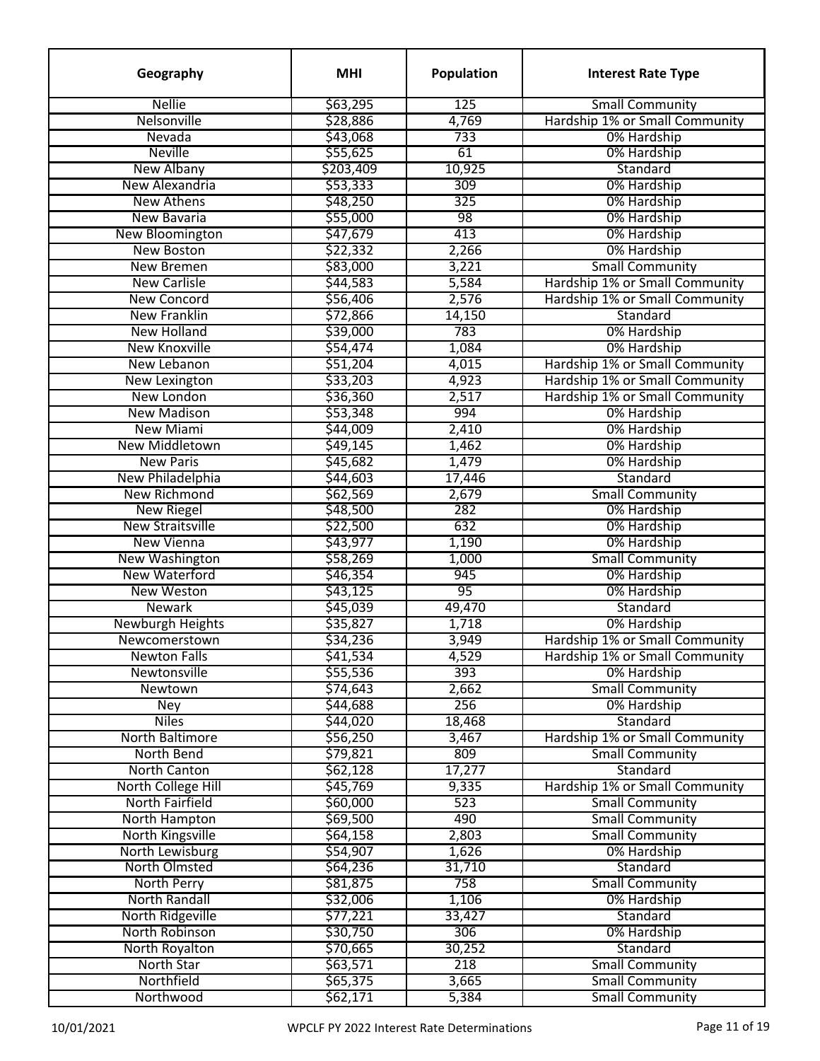| Geography | MHI | Population | Interest Rate Type |
|---|---|---|---|
| Nellie | $63,295 | 125 | Small Community |
| Nelsonville | $28,886 | 4,769 | Hardship 1% or Small Community |
| Nevada | $43,068 | 733 | 0% Hardship |
| Neville | $55,625 | 61 | 0% Hardship |
| New Albany | $203,409 | 10,925 | Standard |
| New Alexandria | $53,333 | 309 | 0% Hardship |
| New Athens | $48,250 | 325 | 0% Hardship |
| New Bavaria | $55,000 | 98 | 0% Hardship |
| New Bloomington | $47,679 | 413 | 0% Hardship |
| New Boston | $22,332 | 2,266 | 0% Hardship |
| New Bremen | $83,000 | 3,221 | Small Community |
| New Carlisle | $44,583 | 5,584 | Hardship 1% or Small Community |
| New Concord | $56,406 | 2,576 | Hardship 1% or Small Community |
| New Franklin | $72,866 | 14,150 | Standard |
| New Holland | $39,000 | 783 | 0% Hardship |
| New Knoxville | $54,474 | 1,084 | 0% Hardship |
| New Lebanon | $51,204 | 4,015 | Hardship 1% or Small Community |
| New Lexington | $33,203 | 4,923 | Hardship 1% or Small Community |
| New London | $36,360 | 2,517 | Hardship 1% or Small Community |
| New Madison | $53,348 | 994 | 0% Hardship |
| New Miami | $44,009 | 2,410 | 0% Hardship |
| New Middletown | $49,145 | 1,462 | 0% Hardship |
| New Paris | $45,682 | 1,479 | 0% Hardship |
| New Philadelphia | $44,603 | 17,446 | Standard |
| New Richmond | $62,569 | 2,679 | Small Community |
| New Riegel | $48,500 | 282 | 0% Hardship |
| New Straitsville | $22,500 | 632 | 0% Hardship |
| New Vienna | $43,977 | 1,190 | 0% Hardship |
| New Washington | $58,269 | 1,000 | Small Community |
| New Waterford | $46,354 | 945 | 0% Hardship |
| New Weston | $43,125 | 95 | 0% Hardship |
| Newark | $45,039 | 49,470 | Standard |
| Newburgh Heights | $35,827 | 1,718 | 0% Hardship |
| Newcomerstown | $34,236 | 3,949 | Hardship 1% or Small Community |
| Newton Falls | $41,534 | 4,529 | Hardship 1% or Small Community |
| Newtonsville | $55,536 | 393 | 0% Hardship |
| Newtown | $74,643 | 2,662 | Small Community |
| Ney | $44,688 | 256 | 0% Hardship |
| Niles | $44,020 | 18,468 | Standard |
| North Baltimore | $56,250 | 3,467 | Hardship 1% or Small Community |
| North Bend | $79,821 | 809 | Small Community |
| North Canton | $62,128 | 17,277 | Standard |
| North College Hill | $45,769 | 9,335 | Hardship 1% or Small Community |
| North Fairfield | $60,000 | 523 | Small Community |
| North Hampton | $69,500 | 490 | Small Community |
| North Kingsville | $64,158 | 2,803 | Small Community |
| North Lewisburg | $54,907 | 1,626 | 0% Hardship |
| North Olmsted | $64,236 | 31,710 | Standard |
| North Perry | $81,875 | 758 | Small Community |
| North Randall | $32,006 | 1,106 | 0% Hardship |
| North Ridgeville | $77,221 | 33,427 | Standard |
| North Robinson | $30,750 | 306 | 0% Hardship |
| North Royalton | $70,665 | 30,252 | Standard |
| North Star | $63,571 | 218 | Small Community |
| Northfield | $65,375 | 3,665 | Small Community |
| Northwood | $62,171 | 5,384 | Small Community |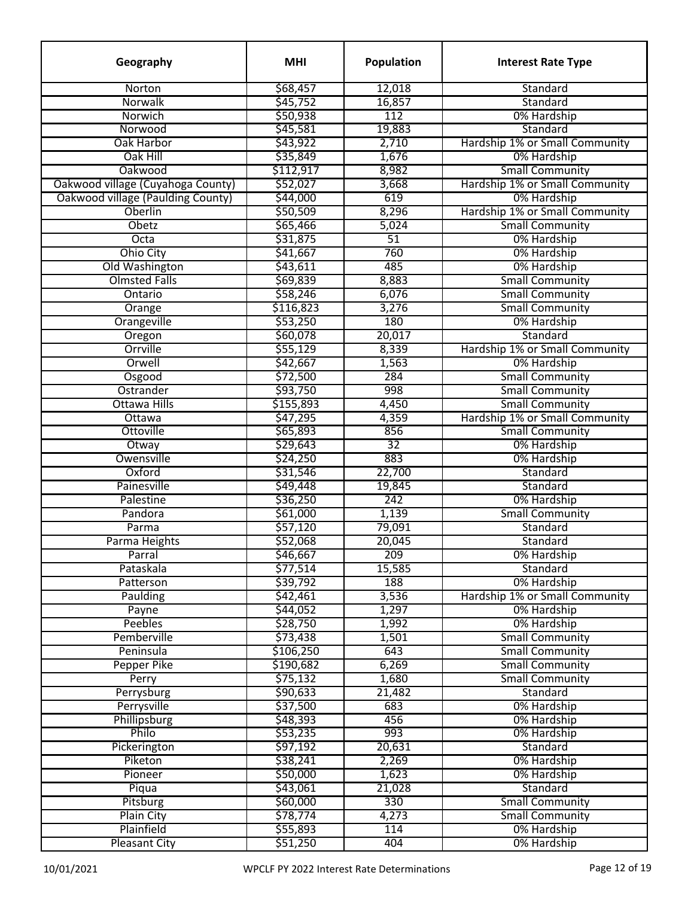| Geography | MHI | Population | Interest Rate Type |
| --- | --- | --- | --- |
| Norton | $68,457 | 12,018 | Standard |
| Norwalk | $45,752 | 16,857 | Standard |
| Norwich | $50,938 | 112 | 0% Hardship |
| Norwood | $45,581 | 19,883 | Standard |
| Oak Harbor | $43,922 | 2,710 | Hardship 1% or Small Community |
| Oak Hill | $35,849 | 1,676 | 0% Hardship |
| Oakwood | $112,917 | 8,982 | Small Community |
| Oakwood village (Cuyahoga County) | $52,027 | 3,668 | Hardship 1% or Small Community |
| Oakwood village (Paulding County) | $44,000 | 619 | 0% Hardship |
| Oberlin | $50,509 | 8,296 | Hardship 1% or Small Community |
| Obetz | $65,466 | 5,024 | Small Community |
| Octa | $31,875 | 51 | 0% Hardship |
| Ohio City | $41,667 | 760 | 0% Hardship |
| Old Washington | $43,611 | 485 | 0% Hardship |
| Olmsted Falls | $69,839 | 8,883 | Small Community |
| Ontario | $58,246 | 6,076 | Small Community |
| Orange | $116,823 | 3,276 | Small Community |
| Orangeville | $53,250 | 180 | 0% Hardship |
| Oregon | $60,078 | 20,017 | Standard |
| Orrville | $55,129 | 8,339 | Hardship 1% or Small Community |
| Orwell | $42,667 | 1,563 | 0% Hardship |
| Osgood | $72,500 | 284 | Small Community |
| Ostrander | $93,750 | 998 | Small Community |
| Ottawa Hills | $155,893 | 4,450 | Small Community |
| Ottawa | $47,295 | 4,359 | Hardship 1% or Small Community |
| Ottoville | $65,893 | 856 | Small Community |
| Otway | $29,643 | 32 | 0% Hardship |
| Owensville | $24,250 | 883 | 0% Hardship |
| Oxford | $31,546 | 22,700 | Standard |
| Painesville | $49,448 | 19,845 | Standard |
| Palestine | $36,250 | 242 | 0% Hardship |
| Pandora | $61,000 | 1,139 | Small Community |
| Parma | $57,120 | 79,091 | Standard |
| Parma Heights | $52,068 | 20,045 | Standard |
| Parral | $46,667 | 209 | 0% Hardship |
| Pataskala | $77,514 | 15,585 | Standard |
| Patterson | $39,792 | 188 | 0% Hardship |
| Paulding | $42,461 | 3,536 | Hardship 1% or Small Community |
| Payne | $44,052 | 1,297 | 0% Hardship |
| Peebles | $28,750 | 1,992 | 0% Hardship |
| Pemberville | $73,438 | 1,501 | Small Community |
| Peninsula | $106,250 | 643 | Small Community |
| Pepper Pike | $190,682 | 6,269 | Small Community |
| Perry | $75,132 | 1,680 | Small Community |
| Perrysburg | $90,633 | 21,482 | Standard |
| Perrysville | $37,500 | 683 | 0% Hardship |
| Phillipsburg | $48,393 | 456 | 0% Hardship |
| Philo | $53,235 | 993 | 0% Hardship |
| Pickerington | $97,192 | 20,631 | Standard |
| Piketon | $38,241 | 2,269 | 0% Hardship |
| Pioneer | $50,000 | 1,623 | 0% Hardship |
| Piqua | $43,061 | 21,028 | Standard |
| Pitsburg | $60,000 | 330 | Small Community |
| Plain City | $78,774 | 4,273 | Small Community |
| Plainfield | $55,893 | 114 | 0% Hardship |
| Pleasant City | $51,250 | 404 | 0% Hardship |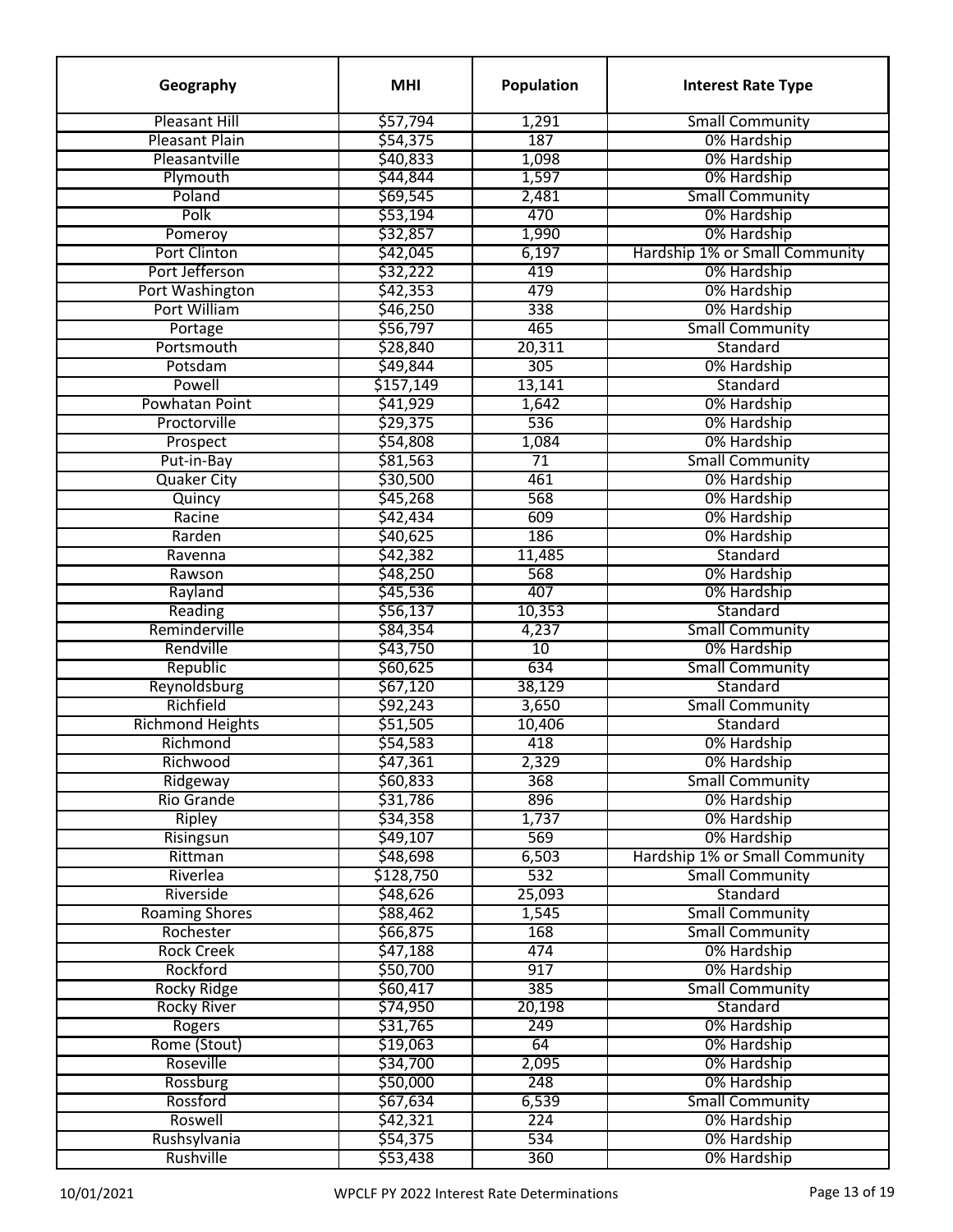| Geography | MHI | Population | Interest Rate Type |
|---|---|---|---|
| Pleasant Hill | $57,794 | 1,291 | Small Community |
| Pleasant Plain | $54,375 | 187 | 0% Hardship |
| Pleasantville | $40,833 | 1,098 | 0% Hardship |
| Plymouth | $44,844 | 1,597 | 0% Hardship |
| Poland | $69,545 | 2,481 | Small Community |
| Polk | $53,194 | 470 | 0% Hardship |
| Pomeroy | $32,857 | 1,990 | 0% Hardship |
| Port Clinton | $42,045 | 6,197 | Hardship 1% or Small Community |
| Port Jefferson | $32,222 | 419 | 0% Hardship |
| Port Washington | $42,353 | 479 | 0% Hardship |
| Port William | $46,250 | 338 | 0% Hardship |
| Portage | $56,797 | 465 | Small Community |
| Portsmouth | $28,840 | 20,311 | Standard |
| Potsdam | $49,844 | 305 | 0% Hardship |
| Powell | $157,149 | 13,141 | Standard |
| Powhatan Point | $41,929 | 1,642 | 0% Hardship |
| Proctorville | $29,375 | 536 | 0% Hardship |
| Prospect | $54,808 | 1,084 | 0% Hardship |
| Put-in-Bay | $81,563 | 71 | Small Community |
| Quaker City | $30,500 | 461 | 0% Hardship |
| Quincy | $45,268 | 568 | 0% Hardship |
| Racine | $42,434 | 609 | 0% Hardship |
| Rarden | $40,625 | 186 | 0% Hardship |
| Ravenna | $42,382 | 11,485 | Standard |
| Rawson | $48,250 | 568 | 0% Hardship |
| Rayland | $45,536 | 407 | 0% Hardship |
| Reading | $56,137 | 10,353 | Standard |
| Reminderville | $84,354 | 4,237 | Small Community |
| Rendville | $43,750 | 10 | 0% Hardship |
| Republic | $60,625 | 634 | Small Community |
| Reynoldsburg | $67,120 | 38,129 | Standard |
| Richfield | $92,243 | 3,650 | Small Community |
| Richmond Heights | $51,505 | 10,406 | Standard |
| Richmond | $54,583 | 418 | 0% Hardship |
| Richwood | $47,361 | 2,329 | 0% Hardship |
| Ridgeway | $60,833 | 368 | Small Community |
| Rio Grande | $31,786 | 896 | 0% Hardship |
| Ripley | $34,358 | 1,737 | 0% Hardship |
| Risingsun | $49,107 | 569 | 0% Hardship |
| Rittman | $48,698 | 6,503 | Hardship 1% or Small Community |
| Riverlea | $128,750 | 532 | Small Community |
| Riverside | $48,626 | 25,093 | Standard |
| Roaming Shores | $88,462 | 1,545 | Small Community |
| Rochester | $66,875 | 168 | Small Community |
| Rock Creek | $47,188 | 474 | 0% Hardship |
| Rockford | $50,700 | 917 | 0% Hardship |
| Rocky Ridge | $60,417 | 385 | Small Community |
| Rocky River | $74,950 | 20,198 | Standard |
| Rogers | $31,765 | 249 | 0% Hardship |
| Rome (Stout) | $19,063 | 64 | 0% Hardship |
| Roseville | $34,700 | 2,095 | 0% Hardship |
| Rossburg | $50,000 | 248 | 0% Hardship |
| Rossford | $67,634 | 6,539 | Small Community |
| Roswell | $42,321 | 224 | 0% Hardship |
| Rushsylvania | $54,375 | 534 | 0% Hardship |
| Rushville | $53,438 | 360 | 0% Hardship |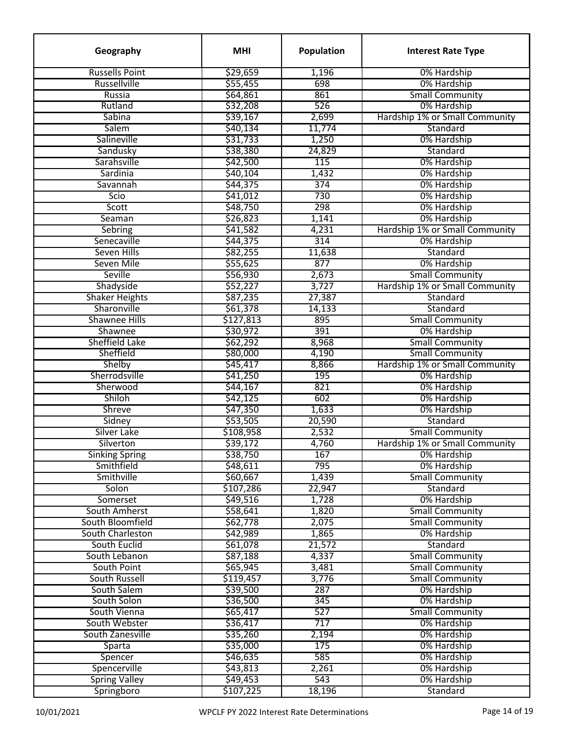| Geography | MHI | Population | Interest Rate Type |
|---|---|---|---|
| Russells Point | $29,659 | 1,196 | 0% Hardship |
| Russellville | $55,455 | 698 | 0% Hardship |
| Russia | $64,861 | 861 | Small Community |
| Rutland | $32,208 | 526 | 0% Hardship |
| Sabina | $39,167 | 2,699 | Hardship 1% or Small Community |
| Salem | $40,134 | 11,774 | Standard |
| Salineville | $31,733 | 1,250 | 0% Hardship |
| Sandusky | $38,380 | 24,829 | Standard |
| Sarahsville | $42,500 | 115 | 0% Hardship |
| Sardinia | $40,104 | 1,432 | 0% Hardship |
| Savannah | $44,375 | 374 | 0% Hardship |
| Scio | $41,012 | 730 | 0% Hardship |
| Scott | $48,750 | 298 | 0% Hardship |
| Seaman | $26,823 | 1,141 | 0% Hardship |
| Sebring | $41,582 | 4,231 | Hardship 1% or Small Community |
| Senecaville | $44,375 | 314 | 0% Hardship |
| Seven Hills | $82,255 | 11,638 | Standard |
| Seven Mile | $55,625 | 877 | 0% Hardship |
| Seville | $56,930 | 2,673 | Small Community |
| Shadyside | $52,227 | 3,727 | Hardship 1% or Small Community |
| Shaker Heights | $87,235 | 27,387 | Standard |
| Sharonville | $61,378 | 14,133 | Standard |
| Shawnee Hills | $127,813 | 895 | Small Community |
| Shawnee | $30,972 | 391 | 0% Hardship |
| Sheffield Lake | $62,292 | 8,968 | Small Community |
| Sheffield | $80,000 | 4,190 | Small Community |
| Shelby | $45,417 | 8,866 | Hardship 1% or Small Community |
| Sherrodsville | $41,250 | 195 | 0% Hardship |
| Sherwood | $44,167 | 821 | 0% Hardship |
| Shiloh | $42,125 | 602 | 0% Hardship |
| Shreve | $47,350 | 1,633 | 0% Hardship |
| Sidney | $53,505 | 20,590 | Standard |
| Silver Lake | $108,958 | 2,532 | Small Community |
| Silverton | $39,172 | 4,760 | Hardship 1% or Small Community |
| Sinking Spring | $38,750 | 167 | 0% Hardship |
| Smithfield | $48,611 | 795 | 0% Hardship |
| Smithville | $60,667 | 1,439 | Small Community |
| Solon | $107,286 | 22,947 | Standard |
| Somerset | $49,516 | 1,728 | 0% Hardship |
| South Amherst | $58,641 | 1,820 | Small Community |
| South Bloomfield | $62,778 | 2,075 | Small Community |
| South Charleston | $42,989 | 1,865 | 0% Hardship |
| South Euclid | $61,078 | 21,572 | Standard |
| South Lebanon | $87,188 | 4,337 | Small Community |
| South Point | $65,945 | 3,481 | Small Community |
| South Russell | $119,457 | 3,776 | Small Community |
| South Salem | $39,500 | 287 | 0% Hardship |
| South Solon | $36,500 | 345 | 0% Hardship |
| South Vienna | $65,417 | 527 | Small Community |
| South Webster | $36,417 | 717 | 0% Hardship |
| South Zanesville | $35,260 | 2,194 | 0% Hardship |
| Sparta | $35,000 | 175 | 0% Hardship |
| Spencer | $46,635 | 585 | 0% Hardship |
| Spencerville | $43,813 | 2,261 | 0% Hardship |
| Spring Valley | $49,453 | 543 | 0% Hardship |
| Springboro | $107,225 | 18,196 | Standard |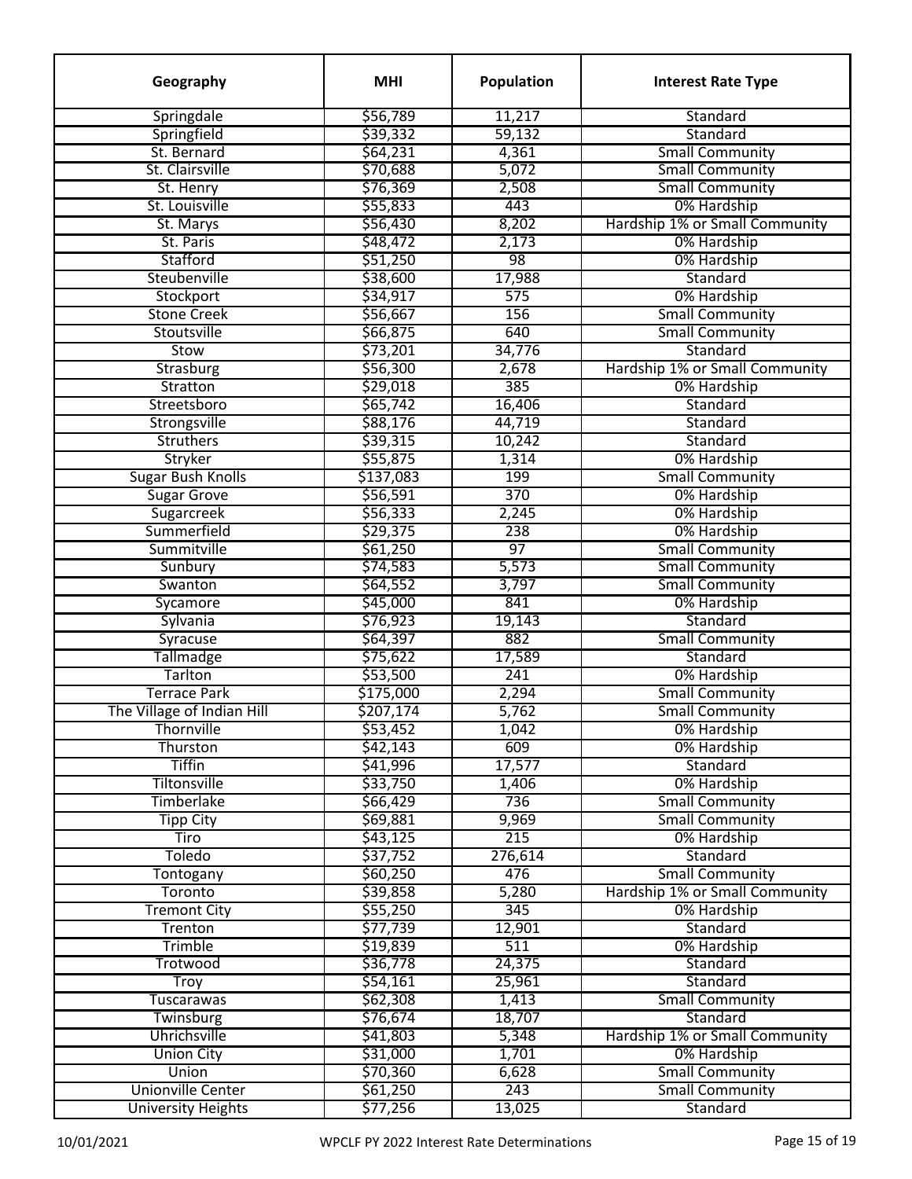| Geography | MHI | Population | Interest Rate Type |
| --- | --- | --- | --- |
| Springdale | $56,789 | 11,217 | Standard |
| Springfield | $39,332 | 59,132 | Standard |
| St. Bernard | $64,231 | 4,361 | Small Community |
| St. Clairsville | $70,688 | 5,072 | Small Community |
| St. Henry | $76,369 | 2,508 | Small Community |
| St. Louisville | $55,833 | 443 | 0% Hardship |
| St. Marys | $56,430 | 8,202 | Hardship 1% or Small Community |
| St. Paris | $48,472 | 2,173 | 0% Hardship |
| Stafford | $51,250 | 98 | 0% Hardship |
| Steubenville | $38,600 | 17,988 | Standard |
| Stockport | $34,917 | 575 | 0% Hardship |
| Stone Creek | $56,667 | 156 | Small Community |
| Stoutsville | $66,875 | 640 | Small Community |
| Stow | $73,201 | 34,776 | Standard |
| Strasburg | $56,300 | 2,678 | Hardship 1% or Small Community |
| Stratton | $29,018 | 385 | 0% Hardship |
| Streetsboro | $65,742 | 16,406 | Standard |
| Strongsville | $88,176 | 44,719 | Standard |
| Struthers | $39,315 | 10,242 | Standard |
| Stryker | $55,875 | 1,314 | 0% Hardship |
| Sugar Bush Knolls | $137,083 | 199 | Small Community |
| Sugar Grove | $56,591 | 370 | 0% Hardship |
| Sugarcreek | $56,333 | 2,245 | 0% Hardship |
| Summerfield | $29,375 | 238 | 0% Hardship |
| Summitville | $61,250 | 97 | Small Community |
| Sunbury | $74,583 | 5,573 | Small Community |
| Swanton | $64,552 | 3,797 | Small Community |
| Sycamore | $45,000 | 841 | 0% Hardship |
| Sylvania | $76,923 | 19,143 | Standard |
| Syracuse | $64,397 | 882 | Small Community |
| Tallmadge | $75,622 | 17,589 | Standard |
| Tarlton | $53,500 | 241 | 0% Hardship |
| Terrace Park | $175,000 | 2,294 | Small Community |
| The Village of Indian Hill | $207,174 | 5,762 | Small Community |
| Thornville | $53,452 | 1,042 | 0% Hardship |
| Thurston | $42,143 | 609 | 0% Hardship |
| Tiffin | $41,996 | 17,577 | Standard |
| Tiltonsville | $33,750 | 1,406 | 0% Hardship |
| Timberlake | $66,429 | 736 | Small Community |
| Tipp City | $69,881 | 9,969 | Small Community |
| Tiro | $43,125 | 215 | 0% Hardship |
| Toledo | $37,752 | 276,614 | Standard |
| Tontogany | $60,250 | 476 | Small Community |
| Toronto | $39,858 | 5,280 | Hardship 1% or Small Community |
| Tremont City | $55,250 | 345 | 0% Hardship |
| Trenton | $77,739 | 12,901 | Standard |
| Trimble | $19,839 | 511 | 0% Hardship |
| Trotwood | $36,778 | 24,375 | Standard |
| Troy | $54,161 | 25,961 | Standard |
| Tuscarawas | $62,308 | 1,413 | Small Community |
| Twinsburg | $76,674 | 18,707 | Standard |
| Uhrichsville | $41,803 | 5,348 | Hardship 1% or Small Community |
| Union City | $31,000 | 1,701 | 0% Hardship |
| Union | $70,360 | 6,628 | Small Community |
| Unionville Center | $61,250 | 243 | Small Community |
| University Heights | $77,256 | 13,025 | Standard |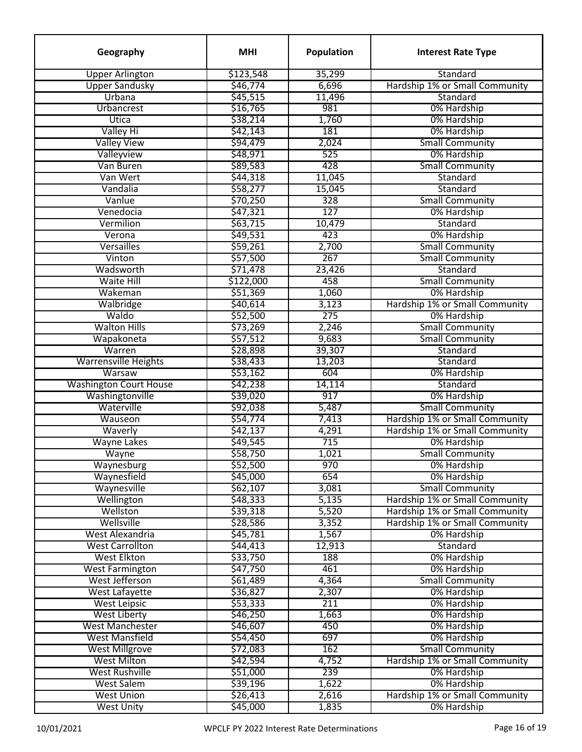| Geography | MHI | Population | Interest Rate Type |
|---|---|---|---|
| Upper Arlington | $123,548 | 35,299 | Standard |
| Upper Sandusky | $46,774 | 6,696 | Hardship 1% or Small Community |
| Urbana | $45,515 | 11,496 | Standard |
| Urbancrest | $16,765 | 981 | 0% Hardship |
| Utica | $38,214 | 1,760 | 0% Hardship |
| Valley Hi | $42,143 | 181 | 0% Hardship |
| Valley View | $94,479 | 2,024 | Small Community |
| Valleyview | $48,971 | 525 | 0% Hardship |
| Van Buren | $89,583 | 428 | Small Community |
| Van Wert | $44,318 | 11,045 | Standard |
| Vandalia | $58,277 | 15,045 | Standard |
| Vanlue | $70,250 | 328 | Small Community |
| Venedocia | $47,321 | 127 | 0% Hardship |
| Vermilion | $63,715 | 10,479 | Standard |
| Verona | $49,531 | 423 | 0% Hardship |
| Versailles | $59,261 | 2,700 | Small Community |
| Vinton | $57,500 | 267 | Small Community |
| Wadsworth | $71,478 | 23,426 | Standard |
| Waite Hill | $122,000 | 458 | Small Community |
| Wakeman | $51,369 | 1,060 | 0% Hardship |
| Walbridge | $40,614 | 3,123 | Hardship 1% or Small Community |
| Waldo | $52,500 | 275 | 0% Hardship |
| Walton Hills | $73,269 | 2,246 | Small Community |
| Wapakoneta | $57,512 | 9,683 | Small Community |
| Warren | $28,898 | 39,307 | Standard |
| Warrensville Heights | $38,433 | 13,203 | Standard |
| Warsaw | $53,162 | 604 | 0% Hardship |
| Washington Court House | $42,238 | 14,114 | Standard |
| Washingtonville | $39,020 | 917 | 0% Hardship |
| Waterville | $92,038 | 5,487 | Small Community |
| Wauseon | $54,774 | 7,413 | Hardship 1% or Small Community |
| Waverly | $42,137 | 4,291 | Hardship 1% or Small Community |
| Wayne Lakes | $49,545 | 715 | 0% Hardship |
| Wayne | $58,750 | 1,021 | Small Community |
| Waynesburg | $52,500 | 970 | 0% Hardship |
| Waynesfield | $45,000 | 654 | 0% Hardship |
| Waynesville | $62,107 | 3,081 | Small Community |
| Wellington | $48,333 | 5,135 | Hardship 1% or Small Community |
| Wellston | $39,318 | 5,520 | Hardship 1% or Small Community |
| Wellsville | $28,586 | 3,352 | Hardship 1% or Small Community |
| West Alexandria | $45,781 | 1,567 | 0% Hardship |
| West Carrollton | $44,413 | 12,913 | Standard |
| West Elkton | $33,750 | 188 | 0% Hardship |
| West Farmington | $47,750 | 461 | 0% Hardship |
| West Jefferson | $61,489 | 4,364 | Small Community |
| West Lafayette | $36,827 | 2,307 | 0% Hardship |
| West Leipsic | $53,333 | 211 | 0% Hardship |
| West Liberty | $46,250 | 1,663 | 0% Hardship |
| West Manchester | $46,607 | 450 | 0% Hardship |
| West Mansfield | $54,450 | 697 | 0% Hardship |
| West Millgrove | $72,083 | 162 | Small Community |
| West Milton | $42,594 | 4,752 | Hardship 1% or Small Community |
| West Rushville | $51,000 | 239 | 0% Hardship |
| West Salem | $39,196 | 1,622 | 0% Hardship |
| West Union | $26,413 | 2,616 | Hardship 1% or Small Community |
| West Unity | $45,000 | 1,835 | 0% Hardship |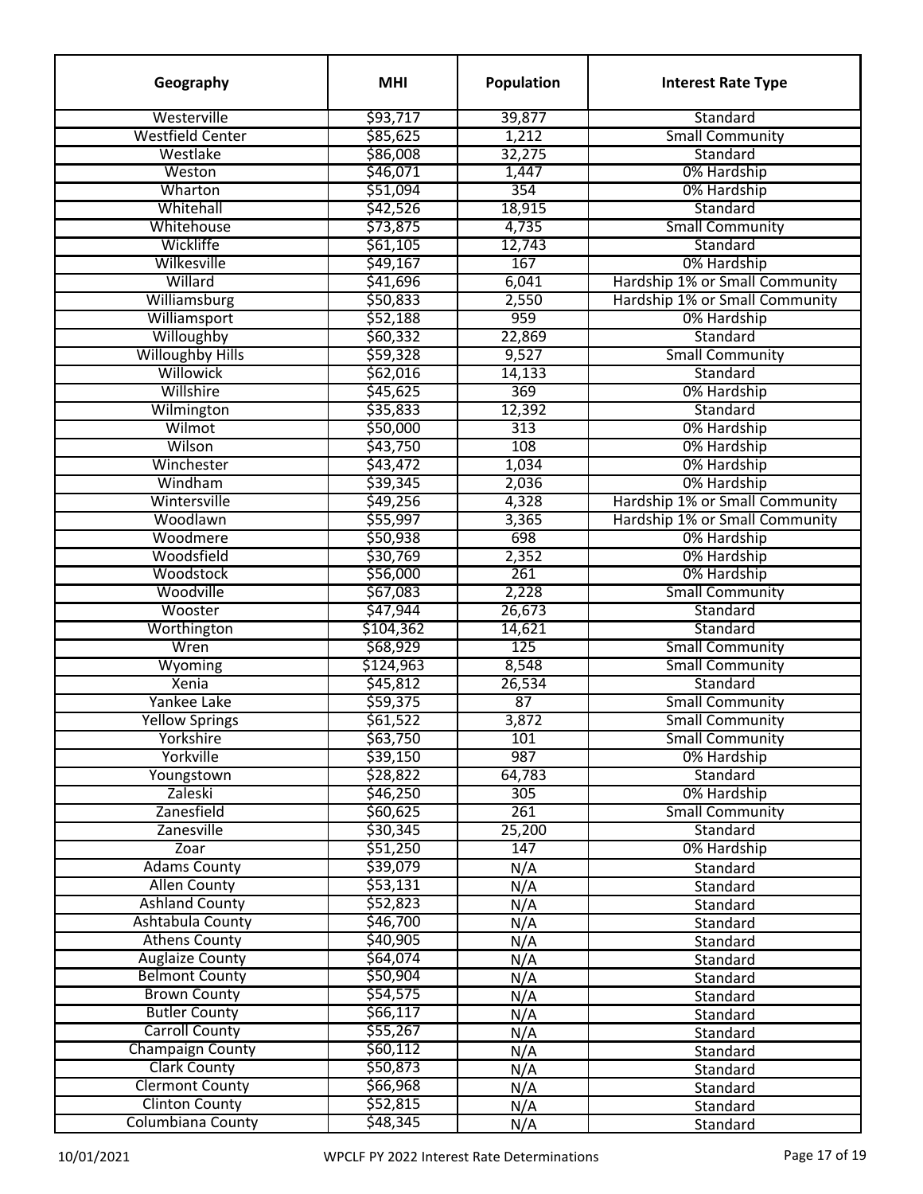| Geography | MHI | Population | Interest Rate Type |
| --- | --- | --- | --- |
| Westerville | $93,717 | 39,877 | Standard |
| Westfield Center | $85,625 | 1,212 | Small Community |
| Westlake | $86,008 | 32,275 | Standard |
| Weston | $46,071 | 1,447 | 0% Hardship |
| Wharton | $51,094 | 354 | 0% Hardship |
| Whitehall | $42,526 | 18,915 | Standard |
| Whitehouse | $73,875 | 4,735 | Small Community |
| Wickliffe | $61,105 | 12,743 | Standard |
| Wilkesville | $49,167 | 167 | 0% Hardship |
| Willard | $41,696 | 6,041 | Hardship 1% or Small Community |
| Williamsburg | $50,833 | 2,550 | Hardship 1% or Small Community |
| Williamsport | $52,188 | 959 | 0% Hardship |
| Willoughby | $60,332 | 22,869 | Standard |
| Willoughby Hills | $59,328 | 9,527 | Small Community |
| Willowick | $62,016 | 14,133 | Standard |
| Willshire | $45,625 | 369 | 0% Hardship |
| Wilmington | $35,833 | 12,392 | Standard |
| Wilmot | $50,000 | 313 | 0% Hardship |
| Wilson | $43,750 | 108 | 0% Hardship |
| Winchester | $43,472 | 1,034 | 0% Hardship |
| Windham | $39,345 | 2,036 | 0% Hardship |
| Wintersville | $49,256 | 4,328 | Hardship 1% or Small Community |
| Woodlawn | $55,997 | 3,365 | Hardship 1% or Small Community |
| Woodmere | $50,938 | 698 | 0% Hardship |
| Woodsfield | $30,769 | 2,352 | 0% Hardship |
| Woodstock | $56,000 | 261 | 0% Hardship |
| Woodville | $67,083 | 2,228 | Small Community |
| Wooster | $47,944 | 26,673 | Standard |
| Worthington | $104,362 | 14,621 | Standard |
| Wren | $68,929 | 125 | Small Community |
| Wyoming | $124,963 | 8,548 | Small Community |
| Xenia | $45,812 | 26,534 | Standard |
| Yankee Lake | $59,375 | 87 | Small Community |
| Yellow Springs | $61,522 | 3,872 | Small Community |
| Yorkshire | $63,750 | 101 | Small Community |
| Yorkville | $39,150 | 987 | 0% Hardship |
| Youngstown | $28,822 | 64,783 | Standard |
| Zaleski | $46,250 | 305 | 0% Hardship |
| Zanesfield | $60,625 | 261 | Small Community |
| Zanesville | $30,345 | 25,200 | Standard |
| Zoar | $51,250 | 147 | 0% Hardship |
| Adams County | $39,079 | N/A | Standard |
| Allen County | $53,131 | N/A | Standard |
| Ashland County | $52,823 | N/A | Standard |
| Ashtabula County | $46,700 | N/A | Standard |
| Athens County | $40,905 | N/A | Standard |
| Auglaize County | $64,074 | N/A | Standard |
| Belmont County | $50,904 | N/A | Standard |
| Brown County | $54,575 | N/A | Standard |
| Butler County | $66,117 | N/A | Standard |
| Carroll County | $55,267 | N/A | Standard |
| Champaign County | $60,112 | N/A | Standard |
| Clark County | $50,873 | N/A | Standard |
| Clermont County | $66,968 | N/A | Standard |
| Clinton County | $52,815 | N/A | Standard |
| Columbiana County | $48,345 | N/A | Standard |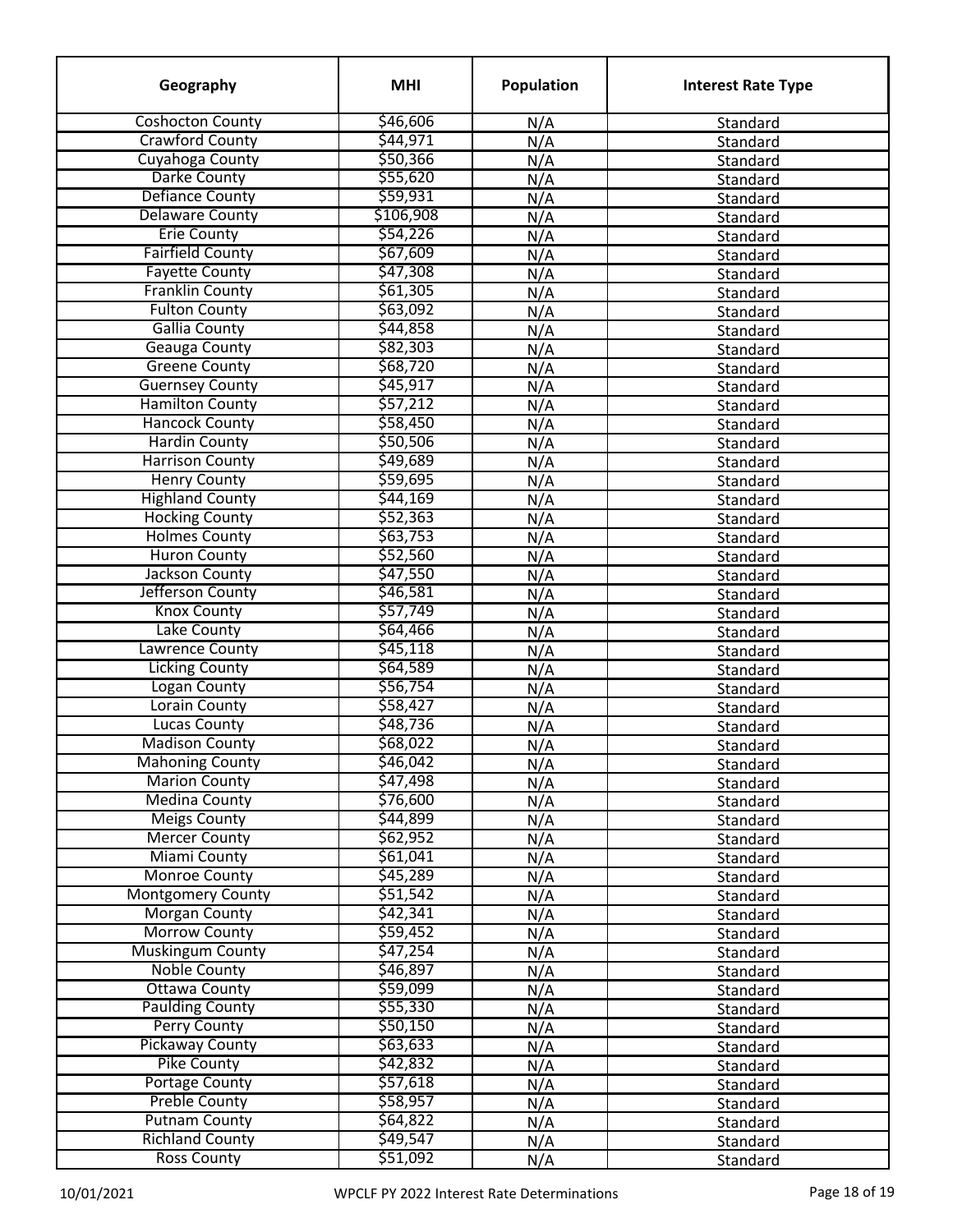| Geography | MHI | Population | Interest Rate Type |
|---|---|---|---|
| Coshocton County | $46,606 | N/A | Standard |
| Crawford County | $44,971 | N/A | Standard |
| Cuyahoga County | $50,366 | N/A | Standard |
| Darke County | $55,620 | N/A | Standard |
| Defiance County | $59,931 | N/A | Standard |
| Delaware County | $106,908 | N/A | Standard |
| Erie County | $54,226 | N/A | Standard |
| Fairfield County | $67,609 | N/A | Standard |
| Fayette County | $47,308 | N/A | Standard |
| Franklin County | $61,305 | N/A | Standard |
| Fulton County | $63,092 | N/A | Standard |
| Gallia County | $44,858 | N/A | Standard |
| Geauga County | $82,303 | N/A | Standard |
| Greene County | $68,720 | N/A | Standard |
| Guernsey County | $45,917 | N/A | Standard |
| Hamilton County | $57,212 | N/A | Standard |
| Hancock County | $58,450 | N/A | Standard |
| Hardin County | $50,506 | N/A | Standard |
| Harrison County | $49,689 | N/A | Standard |
| Henry County | $59,695 | N/A | Standard |
| Highland County | $44,169 | N/A | Standard |
| Hocking County | $52,363 | N/A | Standard |
| Holmes County | $63,753 | N/A | Standard |
| Huron County | $52,560 | N/A | Standard |
| Jackson County | $47,550 | N/A | Standard |
| Jefferson County | $46,581 | N/A | Standard |
| Knox County | $57,749 | N/A | Standard |
| Lake County | $64,466 | N/A | Standard |
| Lawrence County | $45,118 | N/A | Standard |
| Licking County | $64,589 | N/A | Standard |
| Logan County | $56,754 | N/A | Standard |
| Lorain County | $58,427 | N/A | Standard |
| Lucas County | $48,736 | N/A | Standard |
| Madison County | $68,022 | N/A | Standard |
| Mahoning County | $46,042 | N/A | Standard |
| Marion County | $47,498 | N/A | Standard |
| Medina County | $76,600 | N/A | Standard |
| Meigs County | $44,899 | N/A | Standard |
| Mercer County | $62,952 | N/A | Standard |
| Miami County | $61,041 | N/A | Standard |
| Monroe County | $45,289 | N/A | Standard |
| Montgomery County | $51,542 | N/A | Standard |
| Morgan County | $42,341 | N/A | Standard |
| Morrow County | $59,452 | N/A | Standard |
| Muskingum County | $47,254 | N/A | Standard |
| Noble County | $46,897 | N/A | Standard |
| Ottawa County | $59,099 | N/A | Standard |
| Paulding County | $55,330 | N/A | Standard |
| Perry County | $50,150 | N/A | Standard |
| Pickaway County | $63,633 | N/A | Standard |
| Pike County | $42,832 | N/A | Standard |
| Portage County | $57,618 | N/A | Standard |
| Preble County | $58,957 | N/A | Standard |
| Putnam County | $64,822 | N/A | Standard |
| Richland County | $49,547 | N/A | Standard |
| Ross County | $51,092 | N/A | Standard |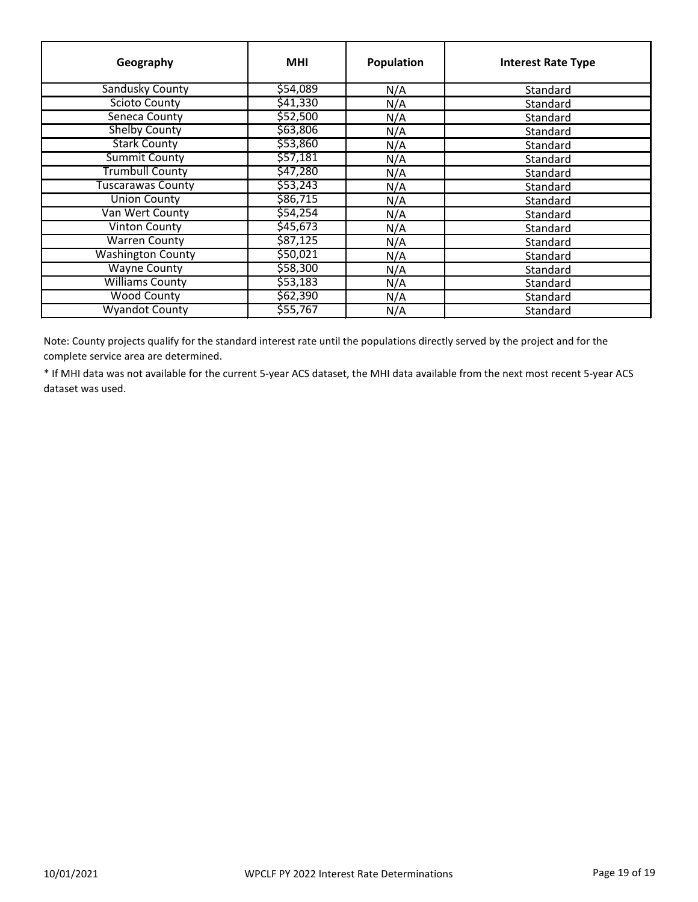| Geography | MHI | Population | Interest Rate Type |
| --- | --- | --- | --- |
| Sandusky County | $54,089 | N/A | Standard |
| Scioto County | $41,330 | N/A | Standard |
| Seneca County | $52,500 | N/A | Standard |
| Shelby County | $63,806 | N/A | Standard |
| Stark County | $53,860 | N/A | Standard |
| Summit County | $57,181 | N/A | Standard |
| Trumbull County | $47,280 | N/A | Standard |
| Tuscarawas County | $53,243 | N/A | Standard |
| Union County | $86,715 | N/A | Standard |
| Van Wert County | $54,254 | N/A | Standard |
| Vinton County | $45,673 | N/A | Standard |
| Warren County | $87,125 | N/A | Standard |
| Washington County | $50,021 | N/A | Standard |
| Wayne County | $58,300 | N/A | Standard |
| Williams County | $53,183 | N/A | Standard |
| Wood County | $62,390 | N/A | Standard |
| Wyandot County | $55,767 | N/A | Standard |

Note: County projects qualify for the standard interest rate until the populations directly served by the project and for the complete service area are determined.

* If MHI data was not available for the current 5-year ACS dataset, the MHI data available from the next most recent 5-year ACS dataset was used.